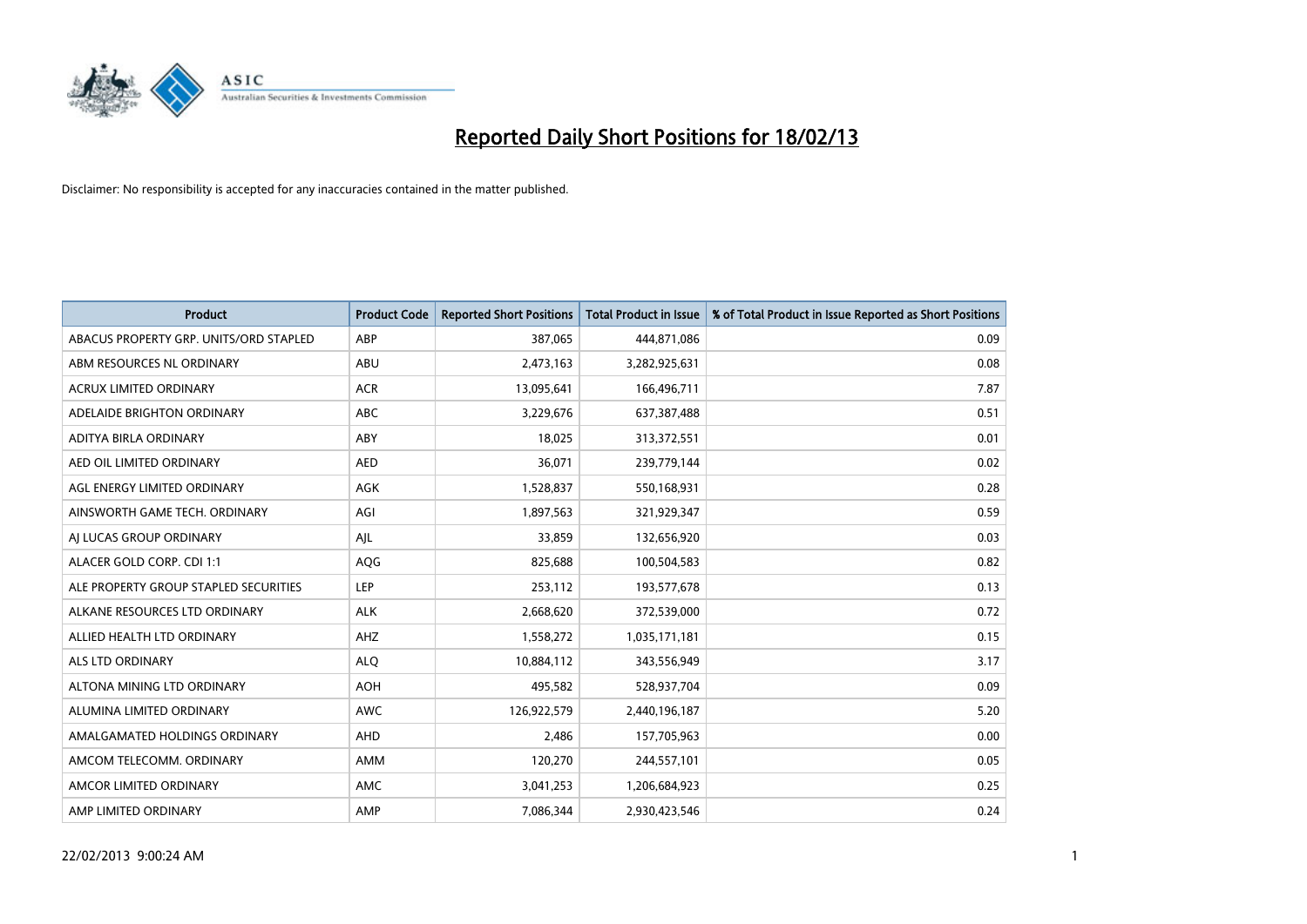# Reported Daily Short Positions for 18/02/13

Disclaimer: No responsibility is accepted for any inaccuracies contained in the matter published.

| Product | Product Code | Reported Short Positions | Total Product in Issue | % of Total Product in Issue Reported as Short Positions |
|---|---|---|---|---|
| ABACUS PROPERTY GRP. UNITS/ORD STAPLED | ABP | 387,065 | 444,871,086 | 0.09 |
| ABM RESOURCES NL ORDINARY | ABU | 2,473,163 | 3,282,925,631 | 0.08 |
| ACRUX LIMITED ORDINARY | ACR | 13,095,641 | 166,496,711 | 7.87 |
| ADELAIDE BRIGHTON ORDINARY | ABC | 3,229,676 | 637,387,488 | 0.51 |
| ADITYA BIRLA ORDINARY | ABY | 18,025 | 313,372,551 | 0.01 |
| AED OIL LIMITED ORDINARY | AED | 36,071 | 239,779,144 | 0.02 |
| AGL ENERGY LIMITED ORDINARY | AGK | 1,528,837 | 550,168,931 | 0.28 |
| AINSWORTH GAME TECH. ORDINARY | AGI | 1,897,563 | 321,929,347 | 0.59 |
| AJ LUCAS GROUP ORDINARY | AJL | 33,859 | 132,656,920 | 0.03 |
| ALACER GOLD CORP. CDI 1:1 | AQG | 825,688 | 100,504,583 | 0.82 |
| ALE PROPERTY GROUP STAPLED SECURITIES | LEP | 253,112 | 193,577,678 | 0.13 |
| ALKANE RESOURCES LTD ORDINARY | ALK | 2,668,620 | 372,539,000 | 0.72 |
| ALLIED HEALTH LTD ORDINARY | AHZ | 1,558,272 | 1,035,171,181 | 0.15 |
| ALS LTD ORDINARY | ALQ | 10,884,112 | 343,556,949 | 3.17 |
| ALTONA MINING LTD ORDINARY | AOH | 495,582 | 528,937,704 | 0.09 |
| ALUMINA LIMITED ORDINARY | AWC | 126,922,579 | 2,440,196,187 | 5.20 |
| AMALGAMATED HOLDINGS ORDINARY | AHD | 2,486 | 157,705,963 | 0.00 |
| AMCOM TELECOMM. ORDINARY | AMM | 120,270 | 244,557,101 | 0.05 |
| AMCOR LIMITED ORDINARY | AMC | 3,041,253 | 1,206,684,923 | 0.25 |
| AMP LIMITED ORDINARY | AMP | 7,086,344 | 2,930,423,546 | 0.24 |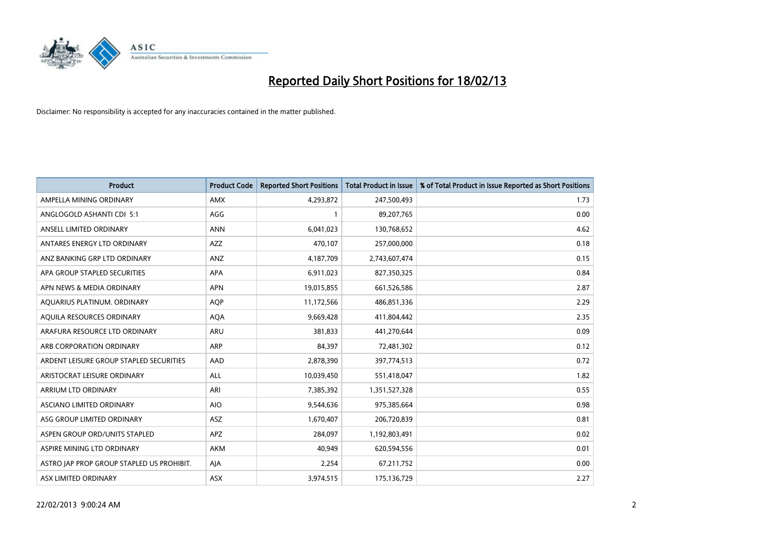# Reported Daily Short Positions for 18/02/13

Disclaimer: No responsibility is accepted for any inaccuracies contained in the matter published.

| Product | Product Code | Reported Short Positions | Total Product in Issue | % of Total Product in Issue Reported as Short Positions |
|---|---|---|---|---|
| AMPELLA MINING ORDINARY | AMX | 4,293,872 | 247,500,493 | 1.73 |
| ANGLOGOLD ASHANTI CDI 5:1 | AGG | 1 | 89,207,765 | 0.00 |
| ANSELL LIMITED ORDINARY | ANN | 6,041,023 | 130,768,652 | 4.62 |
| ANTARES ENERGY LTD ORDINARY | AZZ | 470,107 | 257,000,000 | 0.18 |
| ANZ BANKING GRP LTD ORDINARY | ANZ | 4,187,709 | 2,743,607,474 | 0.15 |
| APA GROUP STAPLED SECURITIES | APA | 6,911,023 | 827,350,325 | 0.84 |
| APN NEWS & MEDIA ORDINARY | APN | 19,015,855 | 661,526,586 | 2.87 |
| AQUARIUS PLATINUM. ORDINARY | AQP | 11,172,566 | 486,851,336 | 2.29 |
| AQUILA RESOURCES ORDINARY | AQA | 9,669,428 | 411,804,442 | 2.35 |
| ARAFURA RESOURCE LTD ORDINARY | ARU | 381,833 | 441,270,644 | 0.09 |
| ARB CORPORATION ORDINARY | ARP | 84,397 | 72,481,302 | 0.12 |
| ARDENT LEISURE GROUP STAPLED SECURITIES | AAD | 2,878,390 | 397,774,513 | 0.72 |
| ARISTOCRAT LEISURE ORDINARY | ALL | 10,039,450 | 551,418,047 | 1.82 |
| ARRIUM LTD ORDINARY | ARI | 7,385,392 | 1,351,527,328 | 0.55 |
| ASCIANO LIMITED ORDINARY | AIO | 9,544,636 | 975,385,664 | 0.98 |
| ASG GROUP LIMITED ORDINARY | ASZ | 1,670,407 | 206,720,839 | 0.81 |
| ASPEN GROUP ORD/UNITS STAPLED | APZ | 284,097 | 1,192,803,491 | 0.02 |
| ASPIRE MINING LTD ORDINARY | AKM | 40,949 | 620,594,556 | 0.01 |
| ASTRO JAP PROP GROUP STAPLED US PROHIBIT. | AJA | 2,254 | 67,211,752 | 0.00 |
| ASX LIMITED ORDINARY | ASX | 3,974,515 | 175,136,729 | 2.27 |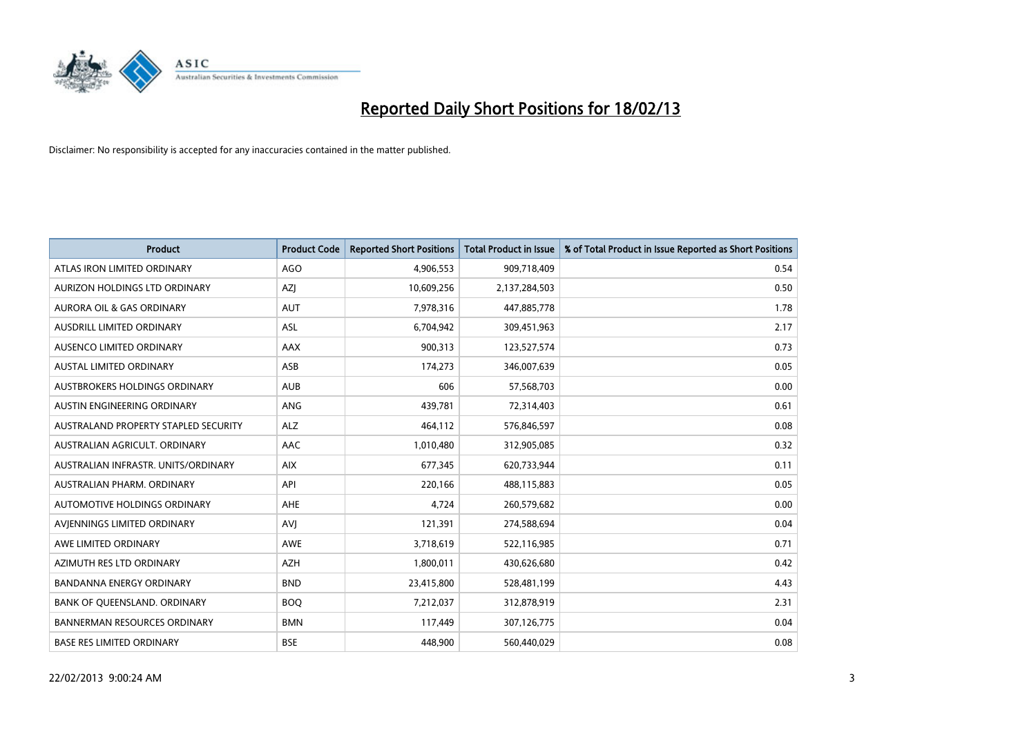# Reported Daily Short Positions for 18/02/13

Disclaimer: No responsibility is accepted for any inaccuracies contained in the matter published.

| Product | Product Code | Reported Short Positions | Total Product in Issue | % of Total Product in Issue Reported as Short Positions |
|---|---|---|---|---|
| ATLAS IRON LIMITED ORDINARY | AGO | 4,906,553 | 909,718,409 | 0.54 |
| AURIZON HOLDINGS LTD ORDINARY | AZJ | 10,609,256 | 2,137,284,503 | 0.50 |
| AURORA OIL & GAS ORDINARY | AUT | 7,978,316 | 447,885,778 | 1.78 |
| AUSDRILL LIMITED ORDINARY | ASL | 6,704,942 | 309,451,963 | 2.17 |
| AUSENCO LIMITED ORDINARY | AAX | 900,313 | 123,527,574 | 0.73 |
| AUSTAL LIMITED ORDINARY | ASB | 174,273 | 346,007,639 | 0.05 |
| AUSTBROKERS HOLDINGS ORDINARY | AUB | 606 | 57,568,703 | 0.00 |
| AUSTIN ENGINEERING ORDINARY | ANG | 439,781 | 72,314,403 | 0.61 |
| AUSTRALAND PROPERTY STAPLED SECURITY | ALZ | 464,112 | 576,846,597 | 0.08 |
| AUSTRALIAN AGRICULT. ORDINARY | AAC | 1,010,480 | 312,905,085 | 0.32 |
| AUSTRALIAN INFRASTR. UNITS/ORDINARY | AIX | 677,345 | 620,733,944 | 0.11 |
| AUSTRALIAN PHARM. ORDINARY | API | 220,166 | 488,115,883 | 0.05 |
| AUTOMOTIVE HOLDINGS ORDINARY | AHE | 4,724 | 260,579,682 | 0.00 |
| AVJENNINGS LIMITED ORDINARY | AVJ | 121,391 | 274,588,694 | 0.04 |
| AWE LIMITED ORDINARY | AWE | 3,718,619 | 522,116,985 | 0.71 |
| AZIMUTH RES LTD ORDINARY | AZH | 1,800,011 | 430,626,680 | 0.42 |
| BANDANNA ENERGY ORDINARY | BND | 23,415,800 | 528,481,199 | 4.43 |
| BANK OF QUEENSLAND. ORDINARY | BOQ | 7,212,037 | 312,878,919 | 2.31 |
| BANNERMAN RESOURCES ORDINARY | BMN | 117,449 | 307,126,775 | 0.04 |
| BASE RES LIMITED ORDINARY | BSE | 448,900 | 560,440,029 | 0.08 |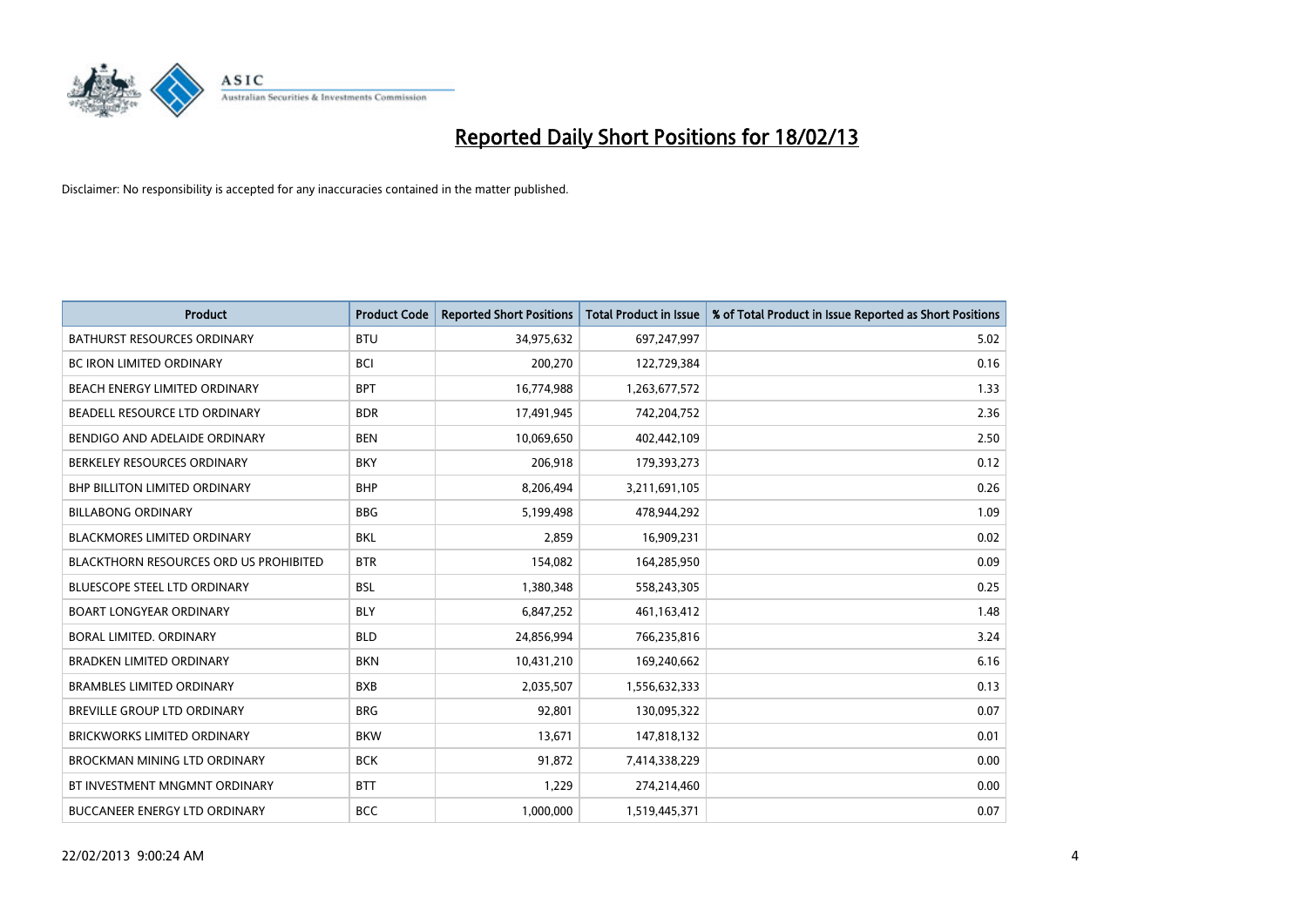# Reported Daily Short Positions for 18/02/13

Disclaimer: No responsibility is accepted for any inaccuracies contained in the matter published.

| Product | Product Code | Reported Short Positions | Total Product in Issue | % of Total Product in Issue Reported as Short Positions |
|---|---|---|---|---|
| BATHURST RESOURCES ORDINARY | BTU | 34,975,632 | 697,247,997 | 5.02 |
| BC IRON LIMITED ORDINARY | BCI | 200,270 | 122,729,384 | 0.16 |
| BEACH ENERGY LIMITED ORDINARY | BPT | 16,774,988 | 1,263,677,572 | 1.33 |
| BEADELL RESOURCE LTD ORDINARY | BDR | 17,491,945 | 742,204,752 | 2.36 |
| BENDIGO AND ADELAIDE ORDINARY | BEN | 10,069,650 | 402,442,109 | 2.50 |
| BERKELEY RESOURCES ORDINARY | BKY | 206,918 | 179,393,273 | 0.12 |
| BHP BILLITON LIMITED ORDINARY | BHP | 8,206,494 | 3,211,691,105 | 0.26 |
| BILLABONG ORDINARY | BBG | 5,199,498 | 478,944,292 | 1.09 |
| BLACKMORES LIMITED ORDINARY | BKL | 2,859 | 16,909,231 | 0.02 |
| BLACKTHORN RESOURCES ORD US PROHIBITED | BTR | 154,082 | 164,285,950 | 0.09 |
| BLUESCOPE STEEL LTD ORDINARY | BSL | 1,380,348 | 558,243,305 | 0.25 |
| BOART LONGYEAR ORDINARY | BLY | 6,847,252 | 461,163,412 | 1.48 |
| BORAL LIMITED. ORDINARY | BLD | 24,856,994 | 766,235,816 | 3.24 |
| BRADKEN LIMITED ORDINARY | BKN | 10,431,210 | 169,240,662 | 6.16 |
| BRAMBLES LIMITED ORDINARY | BXB | 2,035,507 | 1,556,632,333 | 0.13 |
| BREVILLE GROUP LTD ORDINARY | BRG | 92,801 | 130,095,322 | 0.07 |
| BRICKWORKS LIMITED ORDINARY | BKW | 13,671 | 147,818,132 | 0.01 |
| BROCKMAN MINING LTD ORDINARY | BCK | 91,872 | 7,414,338,229 | 0.00 |
| BT INVESTMENT MNGMNT ORDINARY | BTT | 1,229 | 274,214,460 | 0.00 |
| BUCCANEER ENERGY LTD ORDINARY | BCC | 1,000,000 | 1,519,445,371 | 0.07 |

22/02/2013 9:00:24 AM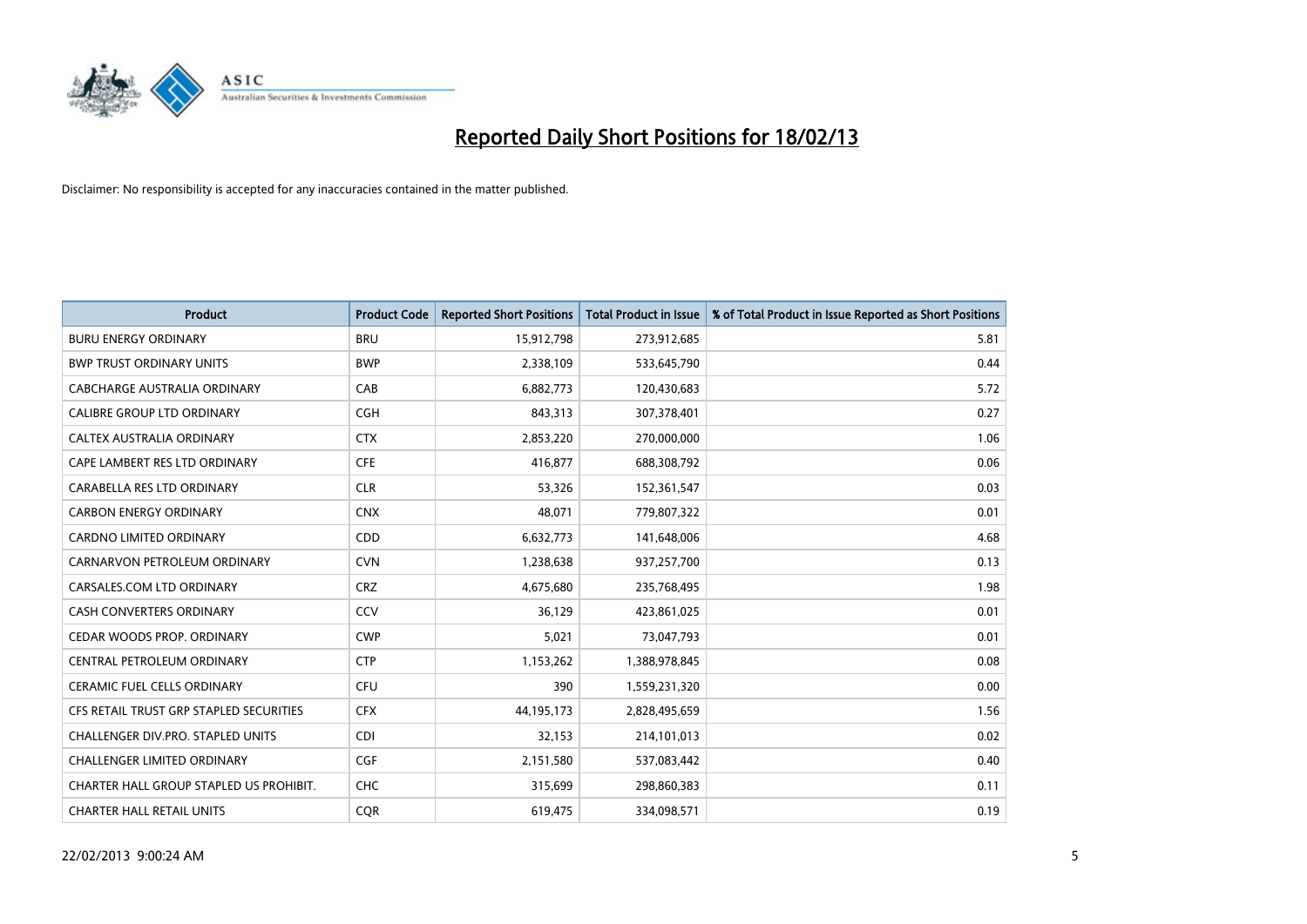# Reported Daily Short Positions for 18/02/13

Disclaimer: No responsibility is accepted for any inaccuracies contained in the matter published.

| Product | Product Code | Reported Short Positions | Total Product in Issue | % of Total Product in Issue Reported as Short Positions |
|---|---|---|---|---|
| BURU ENERGY ORDINARY | BRU | 15,912,798 | 273,912,685 | 5.81 |
| BWP TRUST ORDINARY UNITS | BWP | 2,338,109 | 533,645,790 | 0.44 |
| CABCHARGE AUSTRALIA ORDINARY | CAB | 6,882,773 | 120,430,683 | 5.72 |
| CALIBRE GROUP LTD ORDINARY | CGH | 843,313 | 307,378,401 | 0.27 |
| CALTEX AUSTRALIA ORDINARY | CTX | 2,853,220 | 270,000,000 | 1.06 |
| CAPE LAMBERT RES LTD ORDINARY | CFE | 416,877 | 688,308,792 | 0.06 |
| CARABELLA RES LTD ORDINARY | CLR | 53,326 | 152,361,547 | 0.03 |
| CARBON ENERGY ORDINARY | CNX | 48,071 | 779,807,322 | 0.01 |
| CARDNO LIMITED ORDINARY | CDD | 6,632,773 | 141,648,006 | 4.68 |
| CARNARVON PETROLEUM ORDINARY | CVN | 1,238,638 | 937,257,700 | 0.13 |
| CARSALES.COM LTD ORDINARY | CRZ | 4,675,680 | 235,768,495 | 1.98 |
| CASH CONVERTERS ORDINARY | CCV | 36,129 | 423,861,025 | 0.01 |
| CEDAR WOODS PROP. ORDINARY | CWP | 5,021 | 73,047,793 | 0.01 |
| CENTRAL PETROLEUM ORDINARY | CTP | 1,153,262 | 1,388,978,845 | 0.08 |
| CERAMIC FUEL CELLS ORDINARY | CFU | 390 | 1,559,231,320 | 0.00 |
| CFS RETAIL TRUST GRP STAPLED SECURITIES | CFX | 44,195,173 | 2,828,495,659 | 1.56 |
| CHALLENGER DIV.PRO. STAPLED UNITS | CDI | 32,153 | 214,101,013 | 0.02 |
| CHALLENGER LIMITED ORDINARY | CGF | 2,151,580 | 537,083,442 | 0.40 |
| CHARTER HALL GROUP STAPLED US PROHIBIT. | CHC | 315,699 | 298,860,383 | 0.11 |
| CHARTER HALL RETAIL UNITS | CQR | 619,475 | 334,098,571 | 0.19 |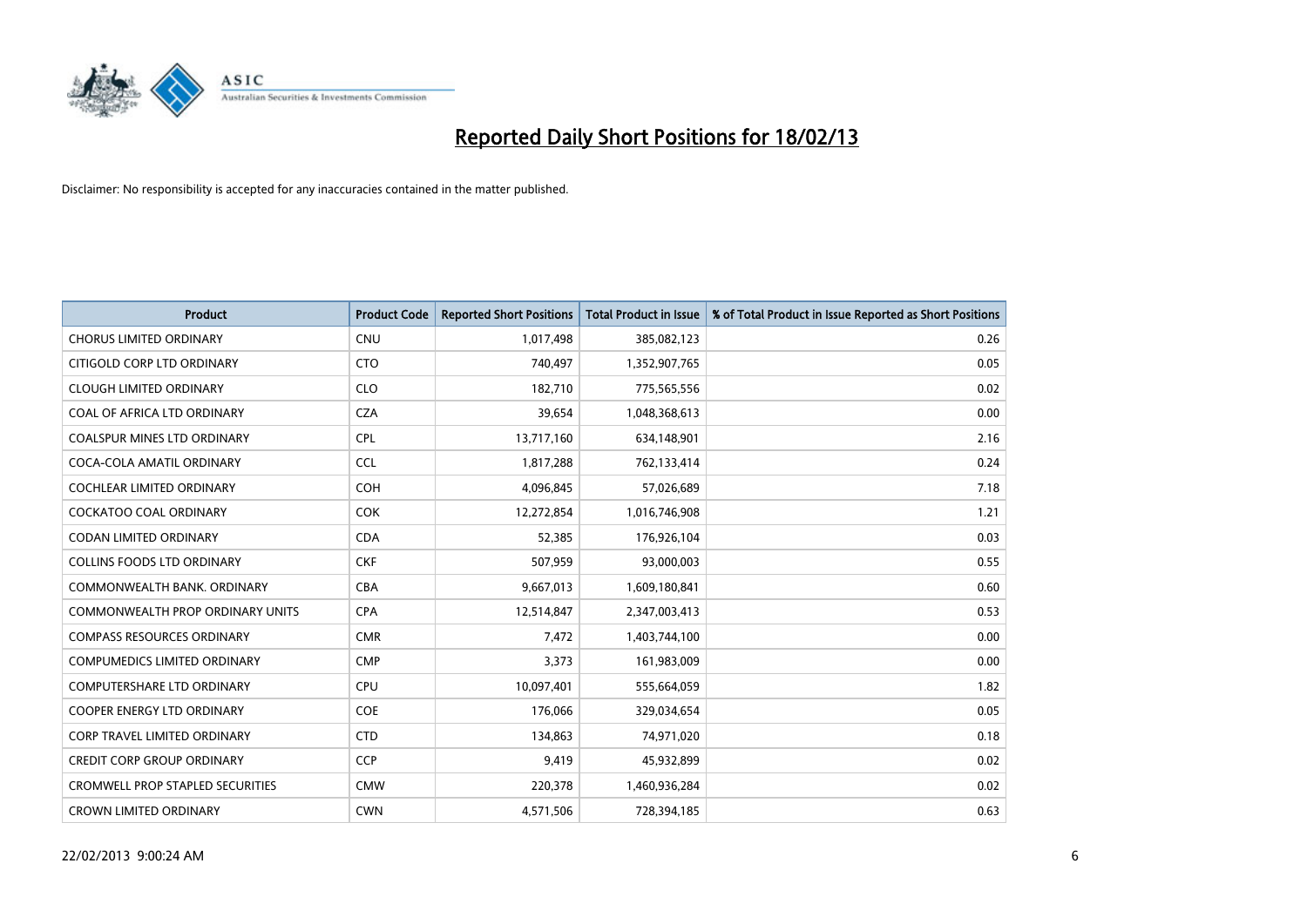# Reported Daily Short Positions for 18/02/13

Disclaimer: No responsibility is accepted for any inaccuracies contained in the matter published.

| Product | Product Code | Reported Short Positions | Total Product in Issue | % of Total Product in Issue Reported as Short Positions |
|---|---|---|---|---|
| CHORUS LIMITED ORDINARY | CNU | 1,017,498 | 385,082,123 | 0.26 |
| CITIGOLD CORP LTD ORDINARY | CTO | 740,497 | 1,352,907,765 | 0.05 |
| CLOUGH LIMITED ORDINARY | CLO | 182,710 | 775,565,556 | 0.02 |
| COAL OF AFRICA LTD ORDINARY | CZA | 39,654 | 1,048,368,613 | 0.00 |
| COALSPUR MINES LTD ORDINARY | CPL | 13,717,160 | 634,148,901 | 2.16 |
| COCA-COLA AMATIL ORDINARY | CCL | 1,817,288 | 762,133,414 | 0.24 |
| COCHLEAR LIMITED ORDINARY | COH | 4,096,845 | 57,026,689 | 7.18 |
| COCKATOO COAL ORDINARY | COK | 12,272,854 | 1,016,746,908 | 1.21 |
| CODAN LIMITED ORDINARY | CDA | 52,385 | 176,926,104 | 0.03 |
| COLLINS FOODS LTD ORDINARY | CKF | 507,959 | 93,000,003 | 0.55 |
| COMMONWEALTH BANK. ORDINARY | CBA | 9,667,013 | 1,609,180,841 | 0.60 |
| COMMONWEALTH PROP ORDINARY UNITS | CPA | 12,514,847 | 2,347,003,413 | 0.53 |
| COMPASS RESOURCES ORDINARY | CMR | 7,472 | 1,403,744,100 | 0.00 |
| COMPUMEDICS LIMITED ORDINARY | CMP | 3,373 | 161,983,009 | 0.00 |
| COMPUTERSHARE LTD ORDINARY | CPU | 10,097,401 | 555,664,059 | 1.82 |
| COOPER ENERGY LTD ORDINARY | COE | 176,066 | 329,034,654 | 0.05 |
| CORP TRAVEL LIMITED ORDINARY | CTD | 134,863 | 74,971,020 | 0.18 |
| CREDIT CORP GROUP ORDINARY | CCP | 9,419 | 45,932,899 | 0.02 |
| CROMWELL PROP STAPLED SECURITIES | CMW | 220,378 | 1,460,936,284 | 0.02 |
| CROWN LIMITED ORDINARY | CWN | 4,571,506 | 728,394,185 | 0.63 |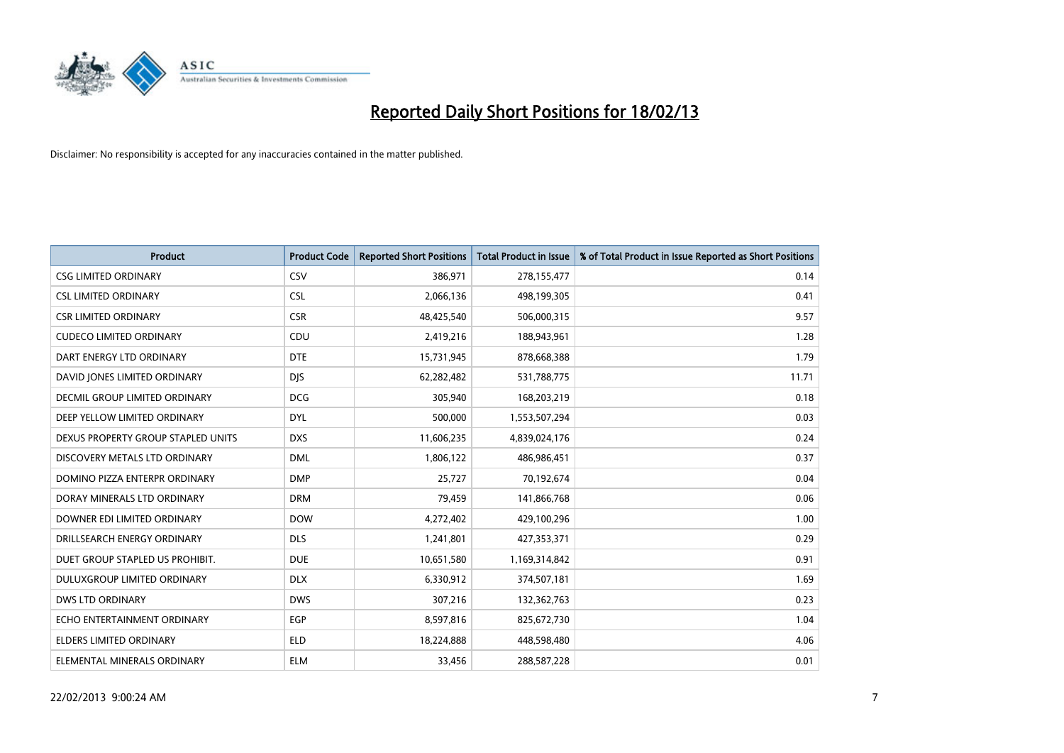# Reported Daily Short Positions for 18/02/13

Disclaimer: No responsibility is accepted for any inaccuracies contained in the matter published.

| Product | Product Code | Reported Short Positions | Total Product in Issue | % of Total Product in Issue Reported as Short Positions |
|---|---|---|---|---|
| CSG LIMITED ORDINARY | CSV | 386,971 | 278,155,477 | 0.14 |
| CSL LIMITED ORDINARY | CSL | 2,066,136 | 498,199,305 | 0.41 |
| CSR LIMITED ORDINARY | CSR | 48,425,540 | 506,000,315 | 9.57 |
| CUDECO LIMITED ORDINARY | CDU | 2,419,216 | 188,943,961 | 1.28 |
| DART ENERGY LTD ORDINARY | DTE | 15,731,945 | 878,668,388 | 1.79 |
| DAVID JONES LIMITED ORDINARY | DJS | 62,282,482 | 531,788,775 | 11.71 |
| DECMIL GROUP LIMITED ORDINARY | DCG | 305,940 | 168,203,219 | 0.18 |
| DEEP YELLOW LIMITED ORDINARY | DYL | 500,000 | 1,553,507,294 | 0.03 |
| DEXUS PROPERTY GROUP STAPLED UNITS | DXS | 11,606,235 | 4,839,024,176 | 0.24 |
| DISCOVERY METALS LTD ORDINARY | DML | 1,806,122 | 486,986,451 | 0.37 |
| DOMINO PIZZA ENTERPR ORDINARY | DMP | 25,727 | 70,192,674 | 0.04 |
| DORAY MINERALS LTD ORDINARY | DRM | 79,459 | 141,866,768 | 0.06 |
| DOWNER EDI LIMITED ORDINARY | DOW | 4,272,402 | 429,100,296 | 1.00 |
| DRILLSEARCH ENERGY ORDINARY | DLS | 1,241,801 | 427,353,371 | 0.29 |
| DUET GROUP STAPLED US PROHIBIT. | DUE | 10,651,580 | 1,169,314,842 | 0.91 |
| DULUXGROUP LIMITED ORDINARY | DLX | 6,330,912 | 374,507,181 | 1.69 |
| DWS LTD ORDINARY | DWS | 307,216 | 132,362,763 | 0.23 |
| ECHO ENTERTAINMENT ORDINARY | EGP | 8,597,816 | 825,672,730 | 1.04 |
| ELDERS LIMITED ORDINARY | ELD | 18,224,888 | 448,598,480 | 4.06 |
| ELEMENTAL MINERALS ORDINARY | ELM | 33,456 | 288,587,228 | 0.01 |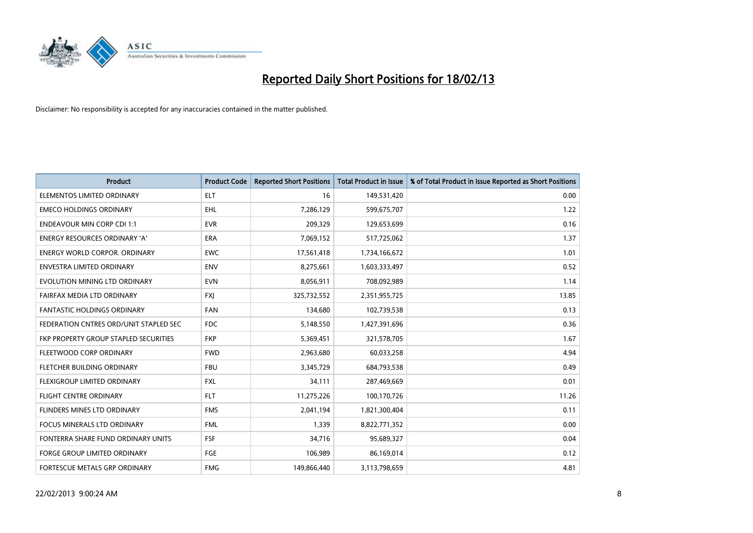# Reported Daily Short Positions for 18/02/13

Disclaimer: No responsibility is accepted for any inaccuracies contained in the matter published.

| Product | Product Code | Reported Short Positions | Total Product in Issue | % of Total Product in Issue Reported as Short Positions |
|---|---|---|---|---|
| ELEMENTOS LIMITED ORDINARY | ELT | 16 | 149,531,420 | 0.00 |
| EMECO HOLDINGS ORDINARY | EHL | 7,286,129 | 599,675,707 | 1.22 |
| ENDEAVOUR MIN CORP CDI 1:1 | EVR | 209,329 | 129,653,699 | 0.16 |
| ENERGY RESOURCES ORDINARY 'A' | ERA | 7,069,152 | 517,725,062 | 1.37 |
| ENERGY WORLD CORPOR. ORDINARY | EWC | 17,561,418 | 1,734,166,672 | 1.01 |
| ENVESTRA LIMITED ORDINARY | ENV | 8,275,661 | 1,603,333,497 | 0.52 |
| EVOLUTION MINING LTD ORDINARY | EVN | 8,056,911 | 708,092,989 | 1.14 |
| FAIRFAX MEDIA LTD ORDINARY | FXJ | 325,732,552 | 2,351,955,725 | 13.85 |
| FANTASTIC HOLDINGS ORDINARY | FAN | 134,680 | 102,739,538 | 0.13 |
| FEDERATION CNTRES ORD/UNIT STAPLED SEC | FDC | 5,148,550 | 1,427,391,696 | 0.36 |
| FKP PROPERTY GROUP STAPLED SECURITIES | FKP | 5,369,451 | 321,578,705 | 1.67 |
| FLEETWOOD CORP ORDINARY | FWD | 2,963,680 | 60,033,258 | 4.94 |
| FLETCHER BUILDING ORDINARY | FBU | 3,345,729 | 684,793,538 | 0.49 |
| FLEXIGROUP LIMITED ORDINARY | FXL | 34,111 | 287,469,669 | 0.01 |
| FLIGHT CENTRE ORDINARY | FLT | 11,275,226 | 100,170,726 | 11.26 |
| FLINDERS MINES LTD ORDINARY | FMS | 2,041,194 | 1,821,300,404 | 0.11 |
| FOCUS MINERALS LTD ORDINARY | FML | 1,339 | 8,822,771,352 | 0.00 |
| FONTERRA SHARE FUND ORDINARY UNITS | FSF | 34,716 | 95,689,327 | 0.04 |
| FORGE GROUP LIMITED ORDINARY | FGE | 106,989 | 86,169,014 | 0.12 |
| FORTESCUE METALS GRP ORDINARY | FMG | 149,866,440 | 3,113,798,659 | 4.81 |

22/02/2013 9:00:24 AM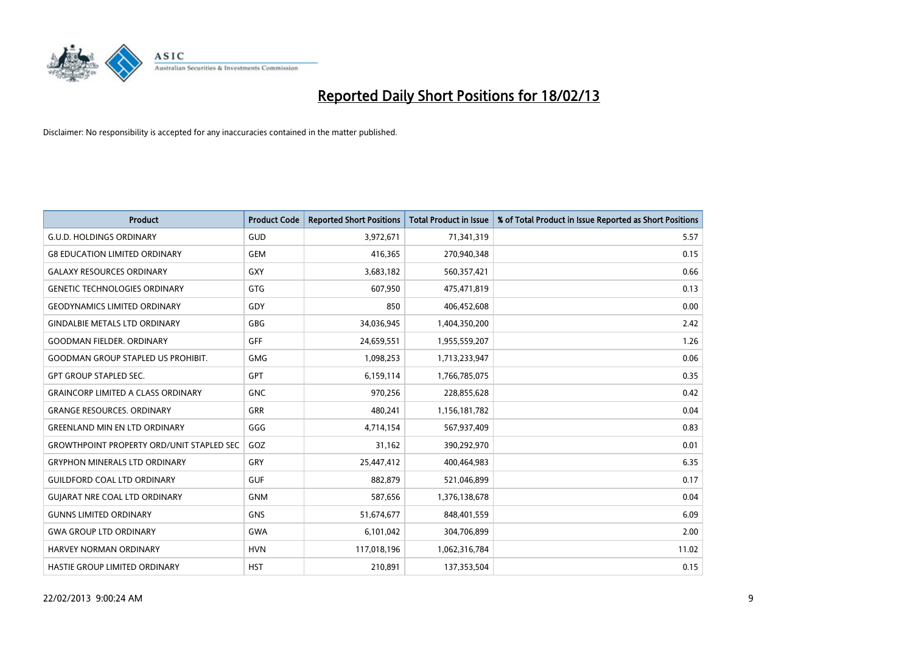# Reported Daily Short Positions for 18/02/13

Disclaimer: No responsibility is accepted for any inaccuracies contained in the matter published.

| Product | Product Code | Reported Short Positions | Total Product in Issue | % of Total Product in Issue Reported as Short Positions |
|---|---|---|---|---|
| G.U.D. HOLDINGS ORDINARY | GUD | 3,972,671 | 71,341,319 | 5.57 |
| G8 EDUCATION LIMITED ORDINARY | GEM | 416,365 | 270,940,348 | 0.15 |
| GALAXY RESOURCES ORDINARY | GXY | 3,683,182 | 560,357,421 | 0.66 |
| GENETIC TECHNOLOGIES ORDINARY | GTG | 607,950 | 475,471,819 | 0.13 |
| GEODYNAMICS LIMITED ORDINARY | GDY | 850 | 406,452,608 | 0.00 |
| GINDALBIE METALS LTD ORDINARY | GBG | 34,036,945 | 1,404,350,200 | 2.42 |
| GOODMAN FIELDER. ORDINARY | GFF | 24,659,551 | 1,955,559,207 | 1.26 |
| GOODMAN GROUP STAPLED US PROHIBIT. | GMG | 1,098,253 | 1,713,233,947 | 0.06 |
| GPT GROUP STAPLED SEC. | GPT | 6,159,114 | 1,766,785,075 | 0.35 |
| GRAINCORP LIMITED A CLASS ORDINARY | GNC | 970,256 | 228,855,628 | 0.42 |
| GRANGE RESOURCES. ORDINARY | GRR | 480,241 | 1,156,181,782 | 0.04 |
| GREENLAND MIN EN LTD ORDINARY | GGG | 4,714,154 | 567,937,409 | 0.83 |
| GROWTHPOINT PROPERTY ORD/UNIT STAPLED SEC | GOZ | 31,162 | 390,292,970 | 0.01 |
| GRYPHON MINERALS LTD ORDINARY | GRY | 25,447,412 | 400,464,983 | 6.35 |
| GUILDFORD COAL LTD ORDINARY | GUF | 882,879 | 521,046,899 | 0.17 |
| GUJARAT NRE COAL LTD ORDINARY | GNM | 587,656 | 1,376,138,678 | 0.04 |
| GUNNS LIMITED ORDINARY | GNS | 51,674,677 | 848,401,559 | 6.09 |
| GWA GROUP LTD ORDINARY | GWA | 6,101,042 | 304,706,899 | 2.00 |
| HARVEY NORMAN ORDINARY | HVN | 117,018,196 | 1,062,316,784 | 11.02 |
| HASTIE GROUP LIMITED ORDINARY | HST | 210,891 | 137,353,504 | 0.15 |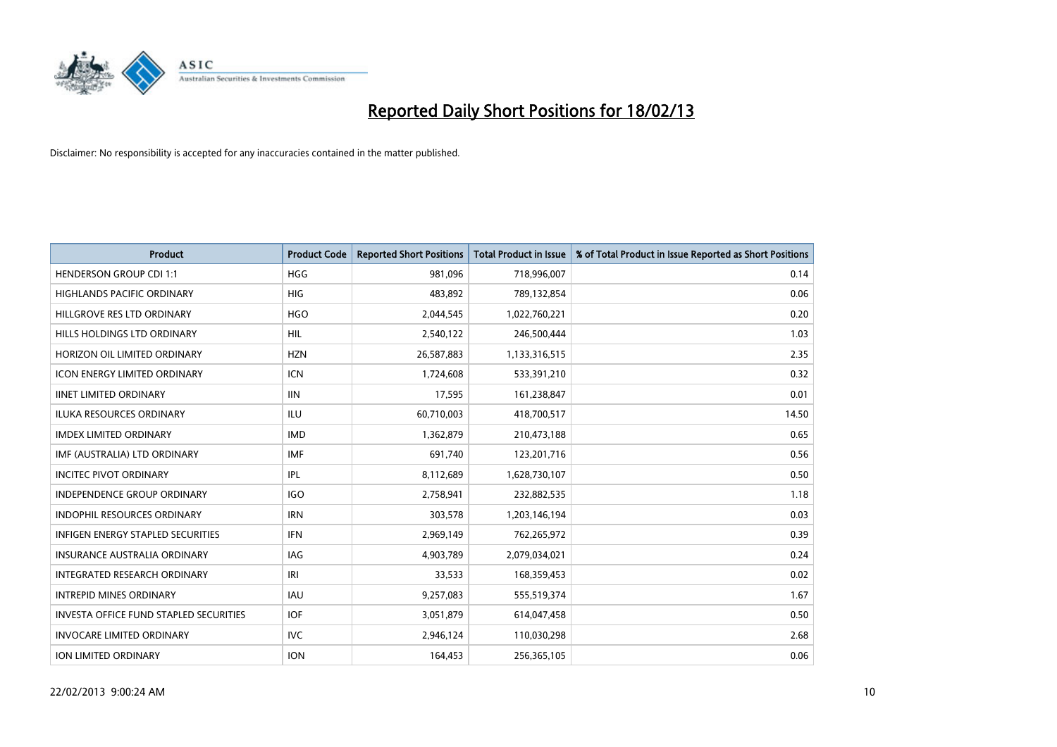# Reported Daily Short Positions for 18/02/13

Disclaimer: No responsibility is accepted for any inaccuracies contained in the matter published.

| Product | Product Code | Reported Short Positions | Total Product in Issue | % of Total Product in Issue Reported as Short Positions |
|---|---|---|---|---|
| HENDERSON GROUP CDI 1:1 | HGG | 981,096 | 718,996,007 | 0.14 |
| HIGHLANDS PACIFIC ORDINARY | HIG | 483,892 | 789,132,854 | 0.06 |
| HILLGROVE RES LTD ORDINARY | HGO | 2,044,545 | 1,022,760,221 | 0.20 |
| HILLS HOLDINGS LTD ORDINARY | HIL | 2,540,122 | 246,500,444 | 1.03 |
| HORIZON OIL LIMITED ORDINARY | HZN | 26,587,883 | 1,133,316,515 | 2.35 |
| ICON ENERGY LIMITED ORDINARY | ICN | 1,724,608 | 533,391,210 | 0.32 |
| IINET LIMITED ORDINARY | IIN | 17,595 | 161,238,847 | 0.01 |
| ILUKA RESOURCES ORDINARY | ILU | 60,710,003 | 418,700,517 | 14.50 |
| IMDEX LIMITED ORDINARY | IMD | 1,362,879 | 210,473,188 | 0.65 |
| IMF (AUSTRALIA) LTD ORDINARY | IMF | 691,740 | 123,201,716 | 0.56 |
| INCITEC PIVOT ORDINARY | IPL | 8,112,689 | 1,628,730,107 | 0.50 |
| INDEPENDENCE GROUP ORDINARY | IGO | 2,758,941 | 232,882,535 | 1.18 |
| INDOPHIL RESOURCES ORDINARY | IRN | 303,578 | 1,203,146,194 | 0.03 |
| INFIGEN ENERGY STAPLED SECURITIES | IFN | 2,969,149 | 762,265,972 | 0.39 |
| INSURANCE AUSTRALIA ORDINARY | IAG | 4,903,789 | 2,079,034,021 | 0.24 |
| INTEGRATED RESEARCH ORDINARY | IRI | 33,533 | 168,359,453 | 0.02 |
| INTREPID MINES ORDINARY | IAU | 9,257,083 | 555,519,374 | 1.67 |
| INVESTA OFFICE FUND STAPLED SECURITIES | IOF | 3,051,879 | 614,047,458 | 0.50 |
| INVOCARE LIMITED ORDINARY | IVC | 2,946,124 | 110,030,298 | 2.68 |
| ION LIMITED ORDINARY | ION | 164,453 | 256,365,105 | 0.06 |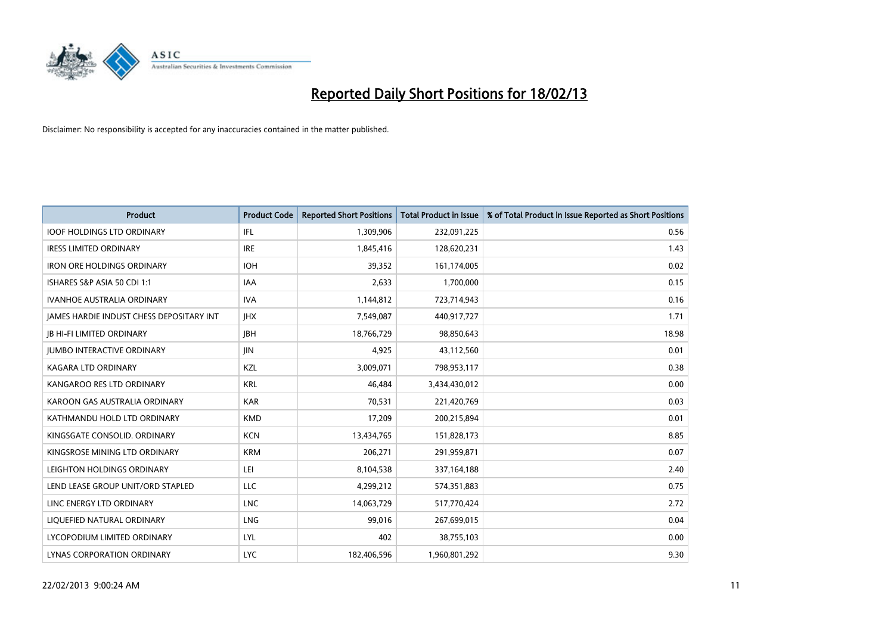# Reported Daily Short Positions for 18/02/13

Disclaimer: No responsibility is accepted for any inaccuracies contained in the matter published.

| Product | Product Code | Reported Short Positions | Total Product in Issue | % of Total Product in Issue Reported as Short Positions |
|---|---|---|---|---|
| IOOF HOLDINGS LTD ORDINARY | IFL | 1,309,906 | 232,091,225 | 0.56 |
| IRESS LIMITED ORDINARY | IRE | 1,845,416 | 128,620,231 | 1.43 |
| IRON ORE HOLDINGS ORDINARY | IOH | 39,352 | 161,174,005 | 0.02 |
| ISHARES S&P ASIA 50 CDI 1:1 | IAA | 2,633 | 1,700,000 | 0.15 |
| IVANHOE AUSTRALIA ORDINARY | IVA | 1,144,812 | 723,714,943 | 0.16 |
| JAMES HARDIE INDUST CHESS DEPOSITARY INT | JHX | 7,549,087 | 440,917,727 | 1.71 |
| JB HI-FI LIMITED ORDINARY | JBH | 18,766,729 | 98,850,643 | 18.98 |
| JUMBO INTERACTIVE ORDINARY | JIN | 4,925 | 43,112,560 | 0.01 |
| KAGARA LTD ORDINARY | KZL | 3,009,071 | 798,953,117 | 0.38 |
| KANGAROO RES LTD ORDINARY | KRL | 46,484 | 3,434,430,012 | 0.00 |
| KAROON GAS AUSTRALIA ORDINARY | KAR | 70,531 | 221,420,769 | 0.03 |
| KATHMANDU HOLD LTD ORDINARY | KMD | 17,209 | 200,215,894 | 0.01 |
| KINGSGATE CONSOLID. ORDINARY | KCN | 13,434,765 | 151,828,173 | 8.85 |
| KINGSROSE MINING LTD ORDINARY | KRM | 206,271 | 291,959,871 | 0.07 |
| LEIGHTON HOLDINGS ORDINARY | LEI | 8,104,538 | 337,164,188 | 2.40 |
| LEND LEASE GROUP UNIT/ORD STAPLED | LLC | 4,299,212 | 574,351,883 | 0.75 |
| LINC ENERGY LTD ORDINARY | LNC | 14,063,729 | 517,770,424 | 2.72 |
| LIQUEFIED NATURAL ORDINARY | LNG | 99,016 | 267,699,015 | 0.04 |
| LYCOPODIUM LIMITED ORDINARY | LYL | 402 | 38,755,103 | 0.00 |
| LYNAS CORPORATION ORDINARY | LYC | 182,406,596 | 1,960,801,292 | 9.30 |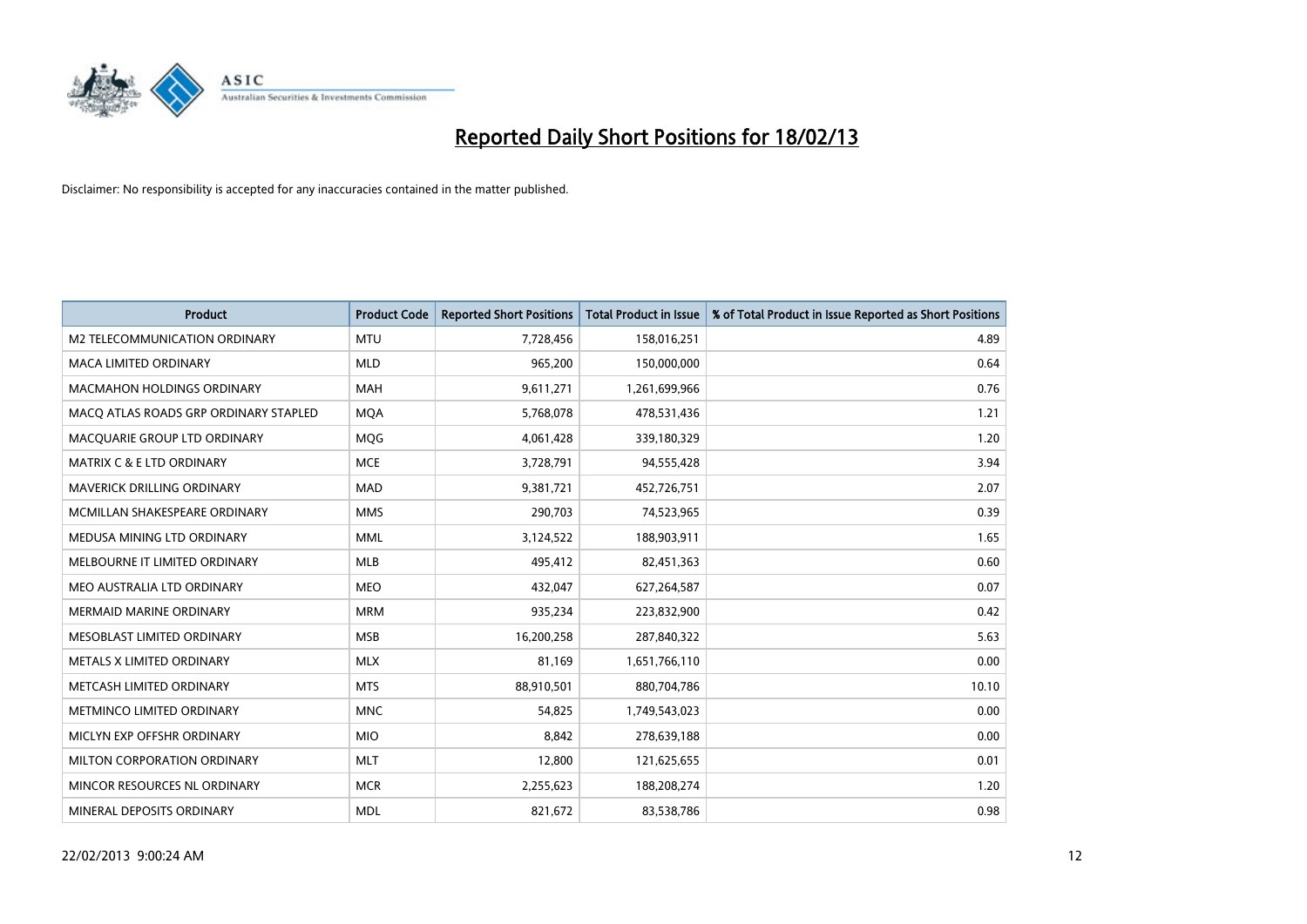# Reported Daily Short Positions for 18/02/13

Disclaimer: No responsibility is accepted for any inaccuracies contained in the matter published.

| Product | Product Code | Reported Short Positions | Total Product in Issue | % of Total Product in Issue Reported as Short Positions |
|---|---|---|---|---|
| M2 TELECOMMUNICATION ORDINARY | MTU | 7,728,456 | 158,016,251 | 4.89 |
| MACA LIMITED ORDINARY | MLD | 965,200 | 150,000,000 | 0.64 |
| MACMAHON HOLDINGS ORDINARY | MAH | 9,611,271 | 1,261,699,966 | 0.76 |
| MACQ ATLAS ROADS GRP ORDINARY STAPLED | MQA | 5,768,078 | 478,531,436 | 1.21 |
| MACQUARIE GROUP LTD ORDINARY | MQG | 4,061,428 | 339,180,329 | 1.20 |
| MATRIX C & E LTD ORDINARY | MCE | 3,728,791 | 94,555,428 | 3.94 |
| MAVERICK DRILLING ORDINARY | MAD | 9,381,721 | 452,726,751 | 2.07 |
| MCMILLAN SHAKESPEARE ORDINARY | MMS | 290,703 | 74,523,965 | 0.39 |
| MEDUSA MINING LTD ORDINARY | MML | 3,124,522 | 188,903,911 | 1.65 |
| MELBOURNE IT LIMITED ORDINARY | MLB | 495,412 | 82,451,363 | 0.60 |
| MEO AUSTRALIA LTD ORDINARY | MEO | 432,047 | 627,264,587 | 0.07 |
| MERMAID MARINE ORDINARY | MRM | 935,234 | 223,832,900 | 0.42 |
| MESOBLAST LIMITED ORDINARY | MSB | 16,200,258 | 287,840,322 | 5.63 |
| METALS X LIMITED ORDINARY | MLX | 81,169 | 1,651,766,110 | 0.00 |
| METCASH LIMITED ORDINARY | MTS | 88,910,501 | 880,704,786 | 10.10 |
| METMINCO LIMITED ORDINARY | MNC | 54,825 | 1,749,543,023 | 0.00 |
| MICLYN EXP OFFSHR ORDINARY | MIO | 8,842 | 278,639,188 | 0.00 |
| MILTON CORPORATION ORDINARY | MLT | 12,800 | 121,625,655 | 0.01 |
| MINCOR RESOURCES NL ORDINARY | MCR | 2,255,623 | 188,208,274 | 1.20 |
| MINERAL DEPOSITS ORDINARY | MDL | 821,672 | 83,538,786 | 0.98 |

22/02/2013 9:00:24 AM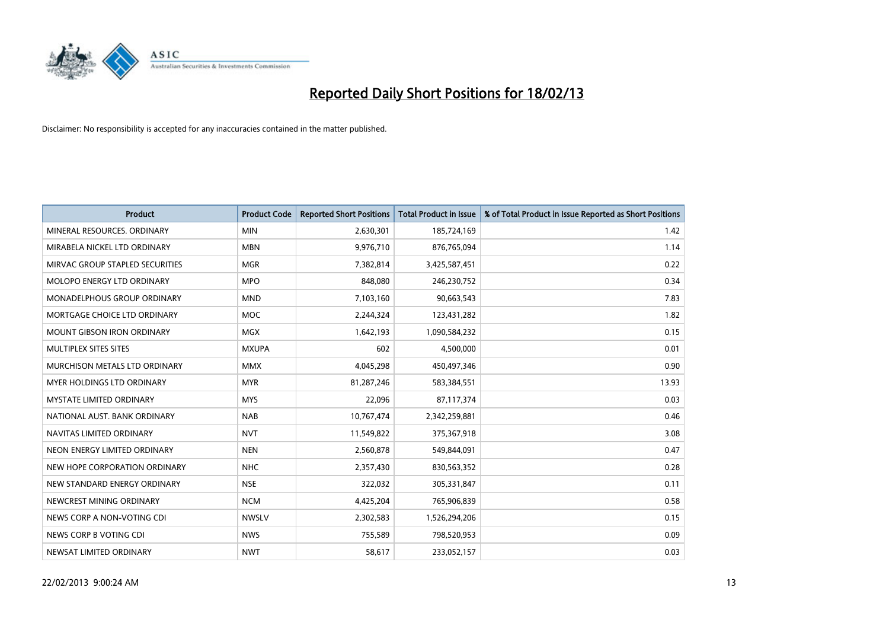# Reported Daily Short Positions for 18/02/13

Disclaimer: No responsibility is accepted for any inaccuracies contained in the matter published.

| Product | Product Code | Reported Short Positions | Total Product in Issue | % of Total Product in Issue Reported as Short Positions |
|---|---|---|---|---|
| MINERAL RESOURCES. ORDINARY | MIN | 2,630,301 | 185,724,169 | 1.42 |
| MIRABELA NICKEL LTD ORDINARY | MBN | 9,976,710 | 876,765,094 | 1.14 |
| MIRVAC GROUP STAPLED SECURITIES | MGR | 7,382,814 | 3,425,587,451 | 0.22 |
| MOLOPO ENERGY LTD ORDINARY | MPO | 848,080 | 246,230,752 | 0.34 |
| MONADELPHOUS GROUP ORDINARY | MND | 7,103,160 | 90,663,543 | 7.83 |
| MORTGAGE CHOICE LTD ORDINARY | MOC | 2,244,324 | 123,431,282 | 1.82 |
| MOUNT GIBSON IRON ORDINARY | MGX | 1,642,193 | 1,090,584,232 | 0.15 |
| MULTIPLEX SITES SITES | MXUPA | 602 | 4,500,000 | 0.01 |
| MURCHISON METALS LTD ORDINARY | MMX | 4,045,298 | 450,497,346 | 0.90 |
| MYER HOLDINGS LTD ORDINARY | MYR | 81,287,246 | 583,384,551 | 13.93 |
| MYSTATE LIMITED ORDINARY | MYS | 22,096 | 87,117,374 | 0.03 |
| NATIONAL AUST. BANK ORDINARY | NAB | 10,767,474 | 2,342,259,881 | 0.46 |
| NAVITAS LIMITED ORDINARY | NVT | 11,549,822 | 375,367,918 | 3.08 |
| NEON ENERGY LIMITED ORDINARY | NEN | 2,560,878 | 549,844,091 | 0.47 |
| NEW HOPE CORPORATION ORDINARY | NHC | 2,357,430 | 830,563,352 | 0.28 |
| NEW STANDARD ENERGY ORDINARY | NSE | 322,032 | 305,331,847 | 0.11 |
| NEWCREST MINING ORDINARY | NCM | 4,425,204 | 765,906,839 | 0.58 |
| NEWS CORP A NON-VOTING CDI | NWSLV | 2,302,583 | 1,526,294,206 | 0.15 |
| NEWS CORP B VOTING CDI | NWS | 755,589 | 798,520,953 | 0.09 |
| NEWSAT LIMITED ORDINARY | NWT | 58,617 | 233,052,157 | 0.03 |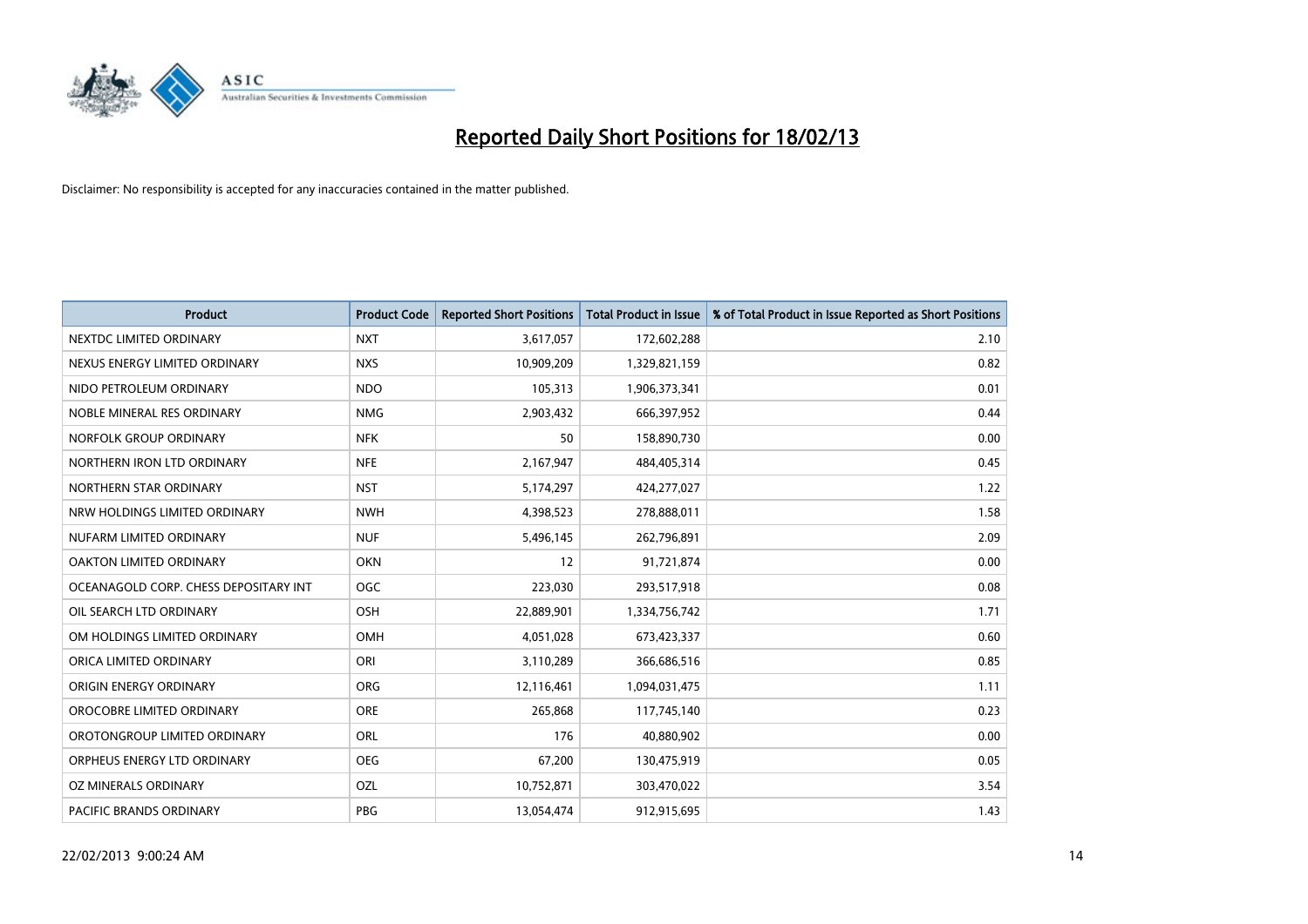# Reported Daily Short Positions for 18/02/13

Disclaimer: No responsibility is accepted for any inaccuracies contained in the matter published.

| Product | Product Code | Reported Short Positions | Total Product in Issue | % of Total Product in Issue Reported as Short Positions |
| --- | --- | --- | --- | --- |
| NEXTDC LIMITED ORDINARY | NXT | 3,617,057 | 172,602,288 | 2.10 |
| NEXUS ENERGY LIMITED ORDINARY | NXS | 10,909,209 | 1,329,821,159 | 0.82 |
| NIDO PETROLEUM ORDINARY | NDO | 105,313 | 1,906,373,341 | 0.01 |
| NOBLE MINERAL RES ORDINARY | NMG | 2,903,432 | 666,397,952 | 0.44 |
| NORFOLK GROUP ORDINARY | NFK | 50 | 158,890,730 | 0.00 |
| NORTHERN IRON LTD ORDINARY | NFE | 2,167,947 | 484,405,314 | 0.45 |
| NORTHERN STAR ORDINARY | NST | 5,174,297 | 424,277,027 | 1.22 |
| NRW HOLDINGS LIMITED ORDINARY | NWH | 4,398,523 | 278,888,011 | 1.58 |
| NUFARM LIMITED ORDINARY | NUF | 5,496,145 | 262,796,891 | 2.09 |
| OAKTON LIMITED ORDINARY | OKN | 12 | 91,721,874 | 0.00 |
| OCEANAGOLD CORP. CHESS DEPOSITARY INT | OGC | 223,030 | 293,517,918 | 0.08 |
| OIL SEARCH LTD ORDINARY | OSH | 22,889,901 | 1,334,756,742 | 1.71 |
| OM HOLDINGS LIMITED ORDINARY | OMH | 4,051,028 | 673,423,337 | 0.60 |
| ORICA LIMITED ORDINARY | ORI | 3,110,289 | 366,686,516 | 0.85 |
| ORIGIN ENERGY ORDINARY | ORG | 12,116,461 | 1,094,031,475 | 1.11 |
| OROCOBRE LIMITED ORDINARY | ORE | 265,868 | 117,745,140 | 0.23 |
| OROTONGROUP LIMITED ORDINARY | ORL | 176 | 40,880,902 | 0.00 |
| ORPHEUS ENERGY LTD ORDINARY | OEG | 67,200 | 130,475,919 | 0.05 |
| OZ MINERALS ORDINARY | OZL | 10,752,871 | 303,470,022 | 3.54 |
| PACIFIC BRANDS ORDINARY | PBG | 13,054,474 | 912,915,695 | 1.43 |

22/02/2013 9:00:24 AM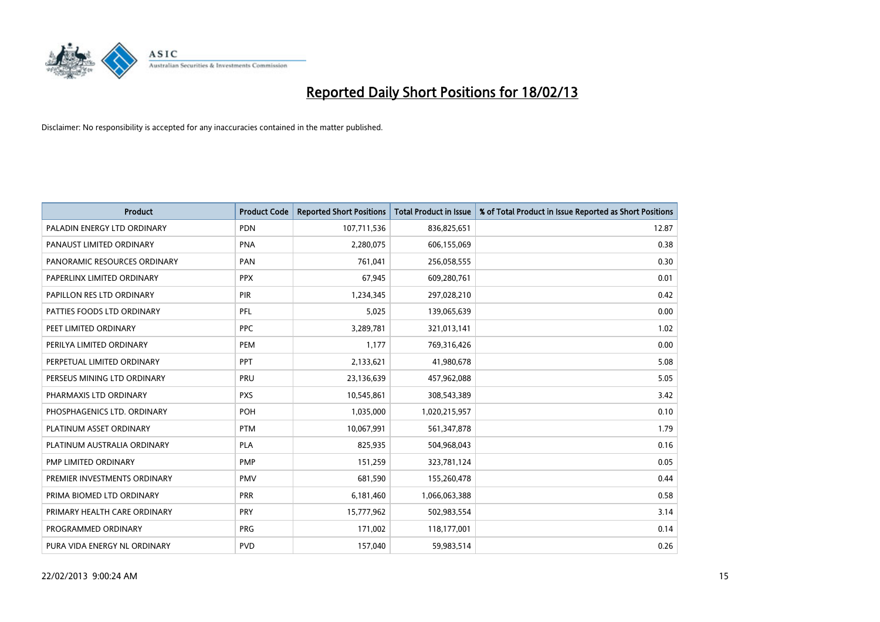# Reported Daily Short Positions for 18/02/13

Disclaimer: No responsibility is accepted for any inaccuracies contained in the matter published.

| Product | Product Code | Reported Short Positions | Total Product in Issue | % of Total Product in Issue Reported as Short Positions |
|---|---|---|---|---|
| PALADIN ENERGY LTD ORDINARY | PDN | 107,711,536 | 836,825,651 | 12.87 |
| PANAUST LIMITED ORDINARY | PNA | 2,280,075 | 606,155,069 | 0.38 |
| PANORAMIC RESOURCES ORDINARY | PAN | 761,041 | 256,058,555 | 0.30 |
| PAPERLINX LIMITED ORDINARY | PPX | 67,945 | 609,280,761 | 0.01 |
| PAPILLON RES LTD ORDINARY | PIR | 1,234,345 | 297,028,210 | 0.42 |
| PATTIES FOODS LTD ORDINARY | PFL | 5,025 | 139,065,639 | 0.00 |
| PEET LIMITED ORDINARY | PPC | 3,289,781 | 321,013,141 | 1.02 |
| PERILYA LIMITED ORDINARY | PEM | 1,177 | 769,316,426 | 0.00 |
| PERPETUAL LIMITED ORDINARY | PPT | 2,133,621 | 41,980,678 | 5.08 |
| PERSEUS MINING LTD ORDINARY | PRU | 23,136,639 | 457,962,088 | 5.05 |
| PHARMAXIS LTD ORDINARY | PXS | 10,545,861 | 308,543,389 | 3.42 |
| PHOSPHAGENICS LTD. ORDINARY | POH | 1,035,000 | 1,020,215,957 | 0.10 |
| PLATINUM ASSET ORDINARY | PTM | 10,067,991 | 561,347,878 | 1.79 |
| PLATINUM AUSTRALIA ORDINARY | PLA | 825,935 | 504,968,043 | 0.16 |
| PMP LIMITED ORDINARY | PMP | 151,259 | 323,781,124 | 0.05 |
| PREMIER INVESTMENTS ORDINARY | PMV | 681,590 | 155,260,478 | 0.44 |
| PRIMA BIOMED LTD ORDINARY | PRR | 6,181,460 | 1,066,063,388 | 0.58 |
| PRIMARY HEALTH CARE ORDINARY | PRY | 15,777,962 | 502,983,554 | 3.14 |
| PROGRAMMED ORDINARY | PRG | 171,002 | 118,177,001 | 0.14 |
| PURA VIDA ENERGY NL ORDINARY | PVD | 157,040 | 59,983,514 | 0.26 |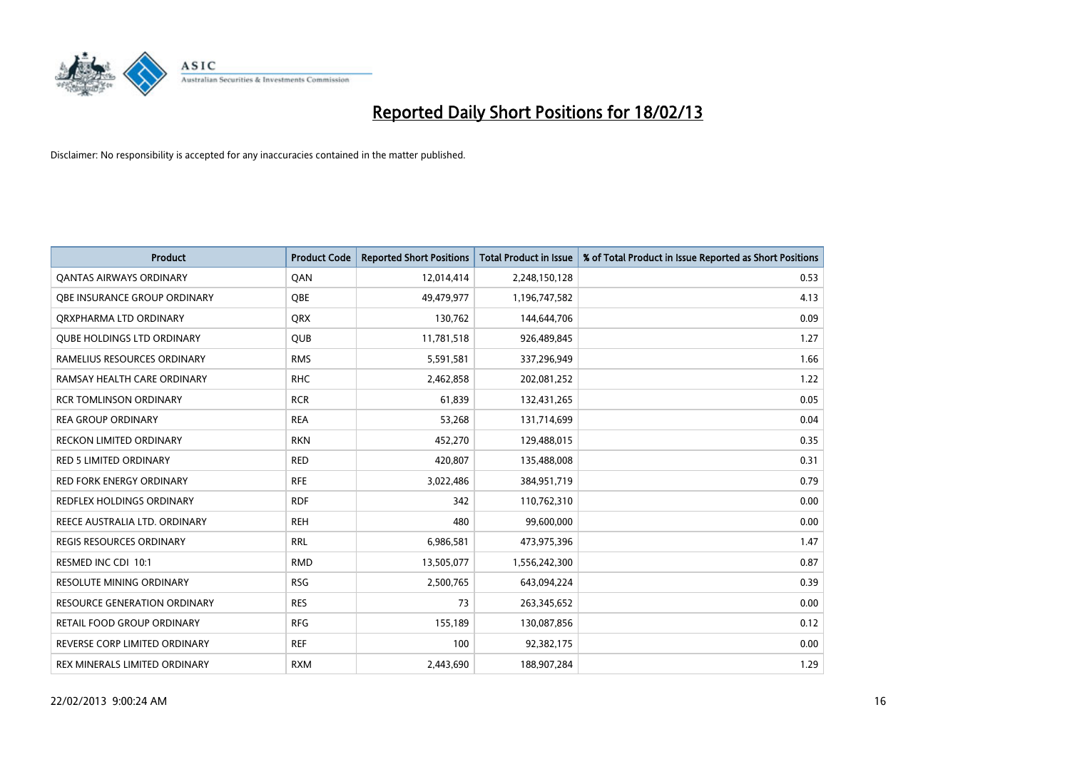# Reported Daily Short Positions for 18/02/13

Disclaimer: No responsibility is accepted for any inaccuracies contained in the matter published.

| Product | Product Code | Reported Short Positions | Total Product in Issue | % of Total Product in Issue Reported as Short Positions |
|---|---|---|---|---|
| QANTAS AIRWAYS ORDINARY | QAN | 12,014,414 | 2,248,150,128 | 0.53 |
| QBE INSURANCE GROUP ORDINARY | QBE | 49,479,977 | 1,196,747,582 | 4.13 |
| QRXPHARMA LTD ORDINARY | QRX | 130,762 | 144,644,706 | 0.09 |
| QUBE HOLDINGS LTD ORDINARY | QUB | 11,781,518 | 926,489,845 | 1.27 |
| RAMELIUS RESOURCES ORDINARY | RMS | 5,591,581 | 337,296,949 | 1.66 |
| RAMSAY HEALTH CARE ORDINARY | RHC | 2,462,858 | 202,081,252 | 1.22 |
| RCR TOMLINSON ORDINARY | RCR | 61,839 | 132,431,265 | 0.05 |
| REA GROUP ORDINARY | REA | 53,268 | 131,714,699 | 0.04 |
| RECKON LIMITED ORDINARY | RKN | 452,270 | 129,488,015 | 0.35 |
| RED 5 LIMITED ORDINARY | RED | 420,807 | 135,488,008 | 0.31 |
| RED FORK ENERGY ORDINARY | RFE | 3,022,486 | 384,951,719 | 0.79 |
| REDFLEX HOLDINGS ORDINARY | RDF | 342 | 110,762,310 | 0.00 |
| REECE AUSTRALIA LTD. ORDINARY | REH | 480 | 99,600,000 | 0.00 |
| REGIS RESOURCES ORDINARY | RRL | 6,986,581 | 473,975,396 | 1.47 |
| RESMED INC CDI 10:1 | RMD | 13,505,077 | 1,556,242,300 | 0.87 |
| RESOLUTE MINING ORDINARY | RSG | 2,500,765 | 643,094,224 | 0.39 |
| RESOURCE GENERATION ORDINARY | RES | 73 | 263,345,652 | 0.00 |
| RETAIL FOOD GROUP ORDINARY | RFG | 155,189 | 130,087,856 | 0.12 |
| REVERSE CORP LIMITED ORDINARY | REF | 100 | 92,382,175 | 0.00 |
| REX MINERALS LIMITED ORDINARY | RXM | 2,443,690 | 188,907,284 | 1.29 |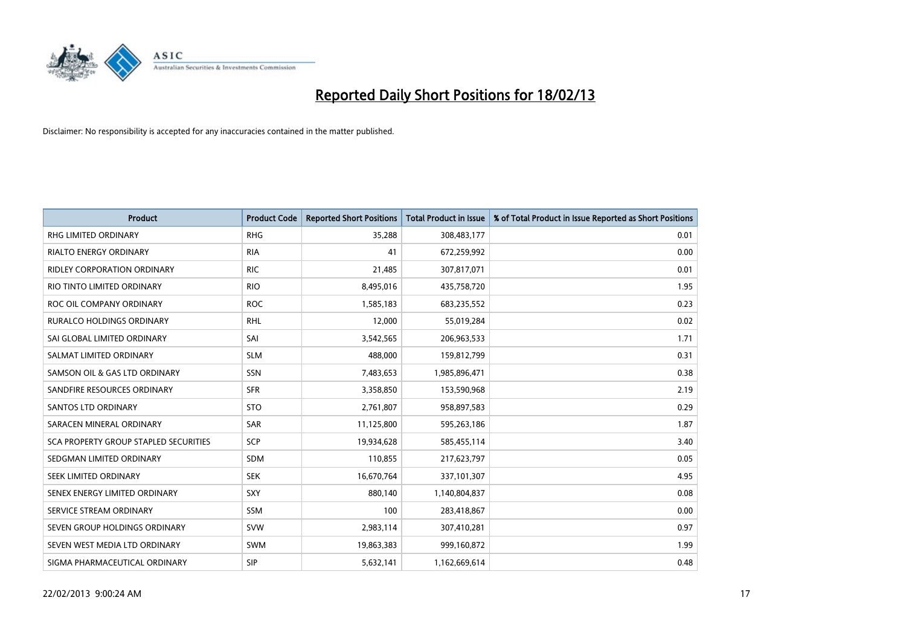# Reported Daily Short Positions for 18/02/13

Disclaimer: No responsibility is accepted for any inaccuracies contained in the matter published.

| Product | Product Code | Reported Short Positions | Total Product in Issue | % of Total Product in Issue Reported as Short Positions |
|---|---|---|---|---|
| RHG LIMITED ORDINARY | RHG | 35,288 | 308,483,177 | 0.01 |
| RIALTO ENERGY ORDINARY | RIA | 41 | 672,259,992 | 0.00 |
| RIDLEY CORPORATION ORDINARY | RIC | 21,485 | 307,817,071 | 0.01 |
| RIO TINTO LIMITED ORDINARY | RIO | 8,495,016 | 435,758,720 | 1.95 |
| ROC OIL COMPANY ORDINARY | ROC | 1,585,183 | 683,235,552 | 0.23 |
| RURALCO HOLDINGS ORDINARY | RHL | 12,000 | 55,019,284 | 0.02 |
| SAI GLOBAL LIMITED ORDINARY | SAI | 3,542,565 | 206,963,533 | 1.71 |
| SALMAT LIMITED ORDINARY | SLM | 488,000 | 159,812,799 | 0.31 |
| SAMSON OIL & GAS LTD ORDINARY | SSN | 7,483,653 | 1,985,896,471 | 0.38 |
| SANDFIRE RESOURCES ORDINARY | SFR | 3,358,850 | 153,590,968 | 2.19 |
| SANTOS LTD ORDINARY | STO | 2,761,807 | 958,897,583 | 0.29 |
| SARACEN MINERAL ORDINARY | SAR | 11,125,800 | 595,263,186 | 1.87 |
| SCA PROPERTY GROUP STAPLED SECURITIES | SCP | 19,934,628 | 585,455,114 | 3.40 |
| SEDGMAN LIMITED ORDINARY | SDM | 110,855 | 217,623,797 | 0.05 |
| SEEK LIMITED ORDINARY | SEK | 16,670,764 | 337,101,307 | 4.95 |
| SENEX ENERGY LIMITED ORDINARY | SXY | 880,140 | 1,140,804,837 | 0.08 |
| SERVICE STREAM ORDINARY | SSM | 100 | 283,418,867 | 0.00 |
| SEVEN GROUP HOLDINGS ORDINARY | SVW | 2,983,114 | 307,410,281 | 0.97 |
| SEVEN WEST MEDIA LTD ORDINARY | SWM | 19,863,383 | 999,160,872 | 1.99 |
| SIGMA PHARMACEUTICAL ORDINARY | SIP | 5,632,141 | 1,162,669,614 | 0.48 |

22/02/2013 9:00:24 AM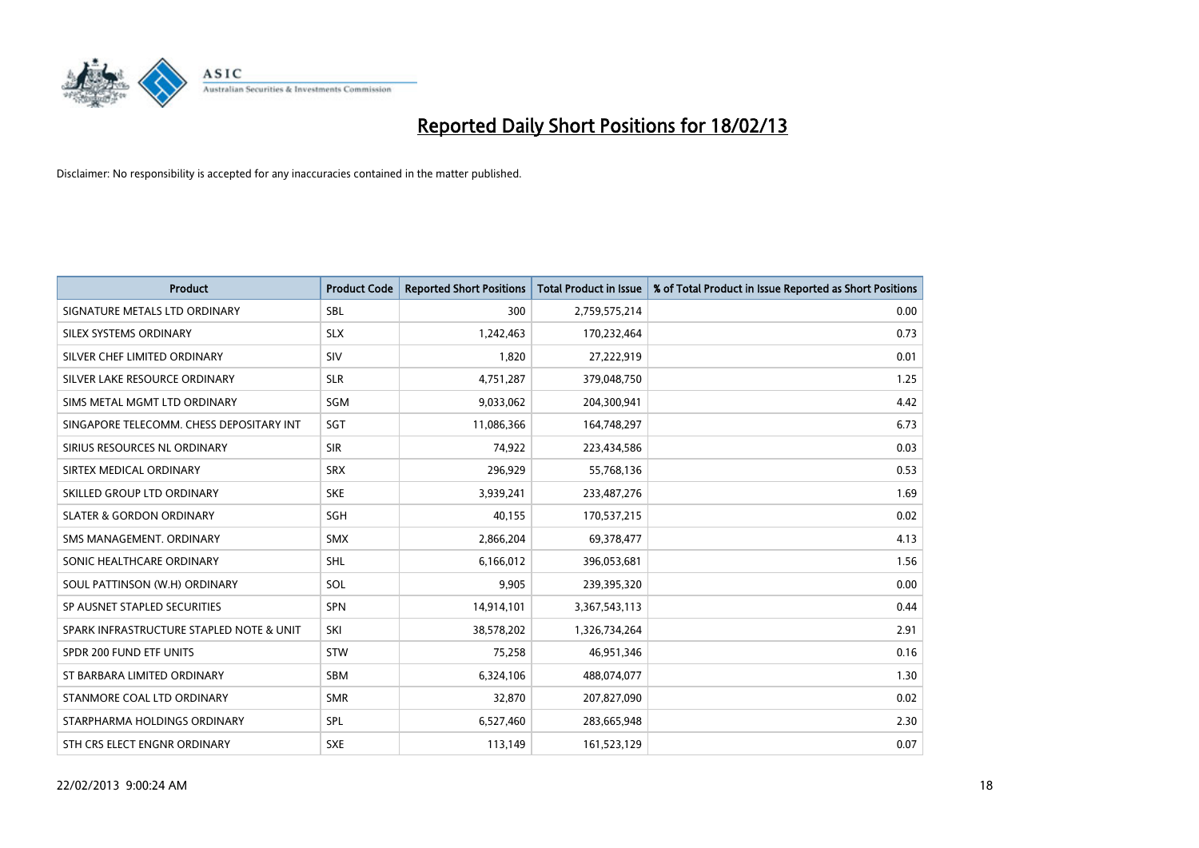# Reported Daily Short Positions for 18/02/13

Disclaimer: No responsibility is accepted for any inaccuracies contained in the matter published.

| Product | Product Code | Reported Short Positions | Total Product in Issue | % of Total Product in Issue Reported as Short Positions |
|---|---|---|---|---|
| SIGNATURE METALS LTD ORDINARY | SBL | 300 | 2,759,575,214 | 0.00 |
| SILEX SYSTEMS ORDINARY | SLX | 1,242,463 | 170,232,464 | 0.73 |
| SILVER CHEF LIMITED ORDINARY | SIV | 1,820 | 27,222,919 | 0.01 |
| SILVER LAKE RESOURCE ORDINARY | SLR | 4,751,287 | 379,048,750 | 1.25 |
| SIMS METAL MGMT LTD ORDINARY | SGM | 9,033,062 | 204,300,941 | 4.42 |
| SINGAPORE TELECOMM. CHESS DEPOSITARY INT | SGT | 11,086,366 | 164,748,297 | 6.73 |
| SIRIUS RESOURCES NL ORDINARY | SIR | 74,922 | 223,434,586 | 0.03 |
| SIRTEX MEDICAL ORDINARY | SRX | 296,929 | 55,768,136 | 0.53 |
| SKILLED GROUP LTD ORDINARY | SKE | 3,939,241 | 233,487,276 | 1.69 |
| SLATER & GORDON ORDINARY | SGH | 40,155 | 170,537,215 | 0.02 |
| SMS MANAGEMENT. ORDINARY | SMX | 2,866,204 | 69,378,477 | 4.13 |
| SONIC HEALTHCARE ORDINARY | SHL | 6,166,012 | 396,053,681 | 1.56 |
| SOUL PATTINSON (W.H) ORDINARY | SOL | 9,905 | 239,395,320 | 0.00 |
| SP AUSNET STAPLED SECURITIES | SPN | 14,914,101 | 3,367,543,113 | 0.44 |
| SPARK INFRASTRUCTURE STAPLED NOTE & UNIT | SKI | 38,578,202 | 1,326,734,264 | 2.91 |
| SPDR 200 FUND ETF UNITS | STW | 75,258 | 46,951,346 | 0.16 |
| ST BARBARA LIMITED ORDINARY | SBM | 6,324,106 | 488,074,077 | 1.30 |
| STANMORE COAL LTD ORDINARY | SMR | 32,870 | 207,827,090 | 0.02 |
| STARPHARMA HOLDINGS ORDINARY | SPL | 6,527,460 | 283,665,948 | 2.30 |
| STH CRS ELECT ENGNR ORDINARY | SXE | 113,149 | 161,523,129 | 0.07 |

22/02/2013 9:00:24 AM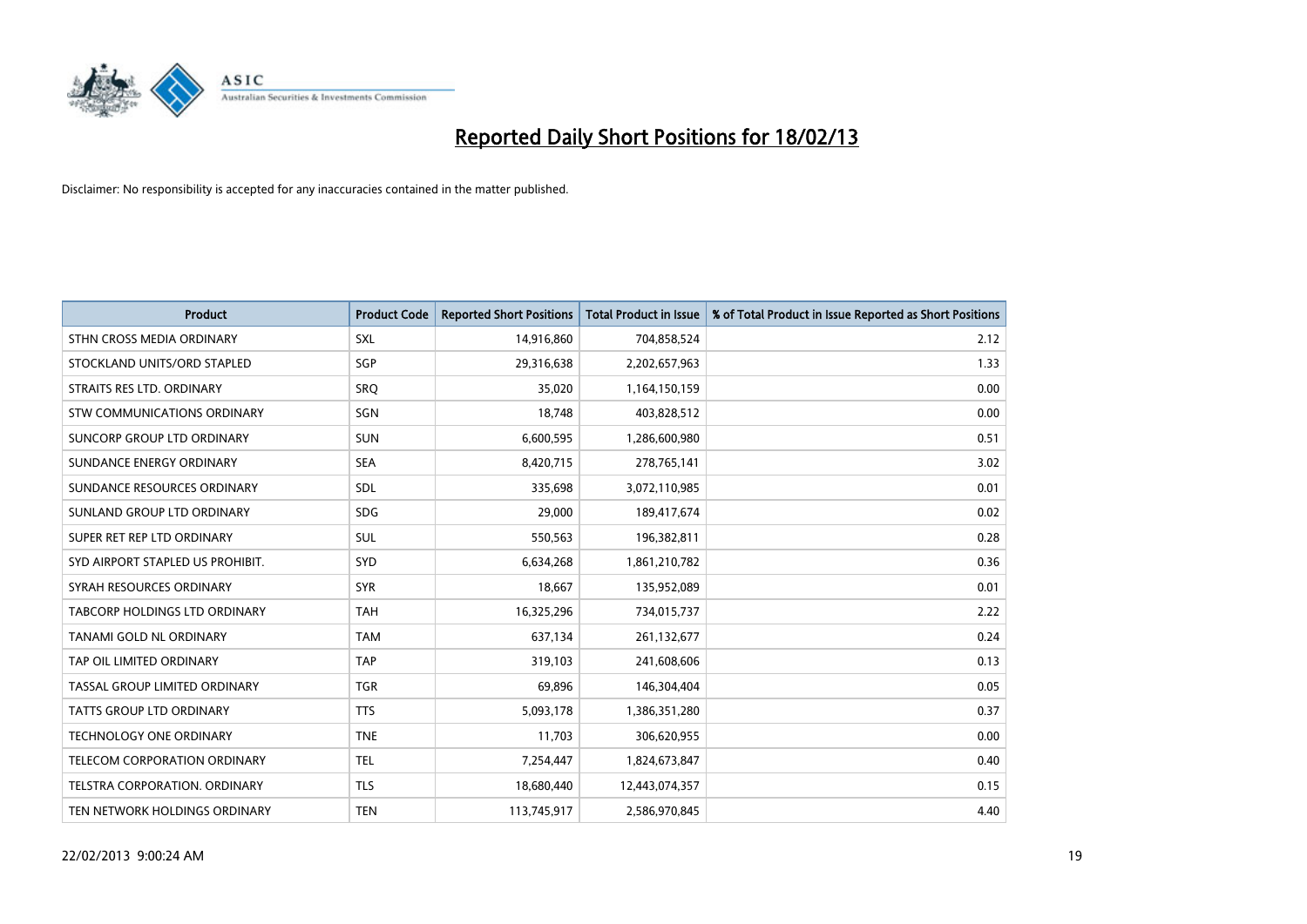# Reported Daily Short Positions for 18/02/13

Disclaimer: No responsibility is accepted for any inaccuracies contained in the matter published.

| Product | Product Code | Reported Short Positions | Total Product in Issue | % of Total Product in Issue Reported as Short Positions |
|---|---|---|---|---|
| STHN CROSS MEDIA ORDINARY | SXL | 14,916,860 | 704,858,524 | 2.12 |
| STOCKLAND UNITS/ORD STAPLED | SGP | 29,316,638 | 2,202,657,963 | 1.33 |
| STRAITS RES LTD. ORDINARY | SRQ | 35,020 | 1,164,150,159 | 0.00 |
| STW COMMUNICATIONS ORDINARY | SGN | 18,748 | 403,828,512 | 0.00 |
| SUNCORP GROUP LTD ORDINARY | SUN | 6,600,595 | 1,286,600,980 | 0.51 |
| SUNDANCE ENERGY ORDINARY | SEA | 8,420,715 | 278,765,141 | 3.02 |
| SUNDANCE RESOURCES ORDINARY | SDL | 335,698 | 3,072,110,985 | 0.01 |
| SUNLAND GROUP LTD ORDINARY | SDG | 29,000 | 189,417,674 | 0.02 |
| SUPER RET REP LTD ORDINARY | SUL | 550,563 | 196,382,811 | 0.28 |
| SYD AIRPORT STAPLED US PROHIBIT. | SYD | 6,634,268 | 1,861,210,782 | 0.36 |
| SYRAH RESOURCES ORDINARY | SYR | 18,667 | 135,952,089 | 0.01 |
| TABCORP HOLDINGS LTD ORDINARY | TAH | 16,325,296 | 734,015,737 | 2.22 |
| TANAMI GOLD NL ORDINARY | TAM | 637,134 | 261,132,677 | 0.24 |
| TAP OIL LIMITED ORDINARY | TAP | 319,103 | 241,608,606 | 0.13 |
| TASSAL GROUP LIMITED ORDINARY | TGR | 69,896 | 146,304,404 | 0.05 |
| TATTS GROUP LTD ORDINARY | TTS | 5,093,178 | 1,386,351,280 | 0.37 |
| TECHNOLOGY ONE ORDINARY | TNE | 11,703 | 306,620,955 | 0.00 |
| TELECOM CORPORATION ORDINARY | TEL | 7,254,447 | 1,824,673,847 | 0.40 |
| TELSTRA CORPORATION. ORDINARY | TLS | 18,680,440 | 12,443,074,357 | 0.15 |
| TEN NETWORK HOLDINGS ORDINARY | TEN | 113,745,917 | 2,586,970,845 | 4.40 |

22/02/2013 9:00:24 AM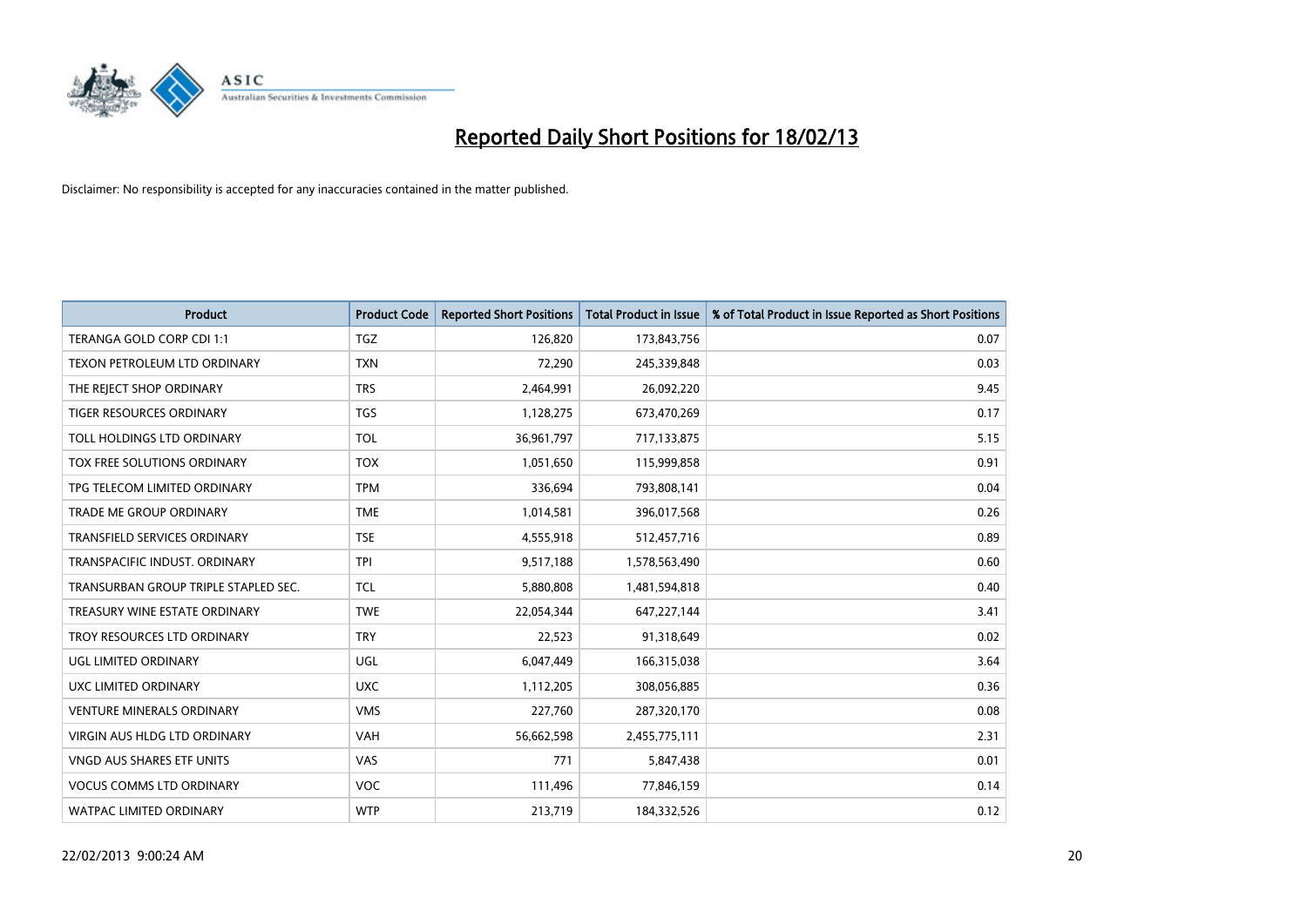# Reported Daily Short Positions for 18/02/13

Disclaimer: No responsibility is accepted for any inaccuracies contained in the matter published.

| Product | Product Code | Reported Short Positions | Total Product in Issue | % of Total Product in Issue Reported as Short Positions |
|---|---|---|---|---|
| TERANGA GOLD CORP CDI 1:1 | TGZ | 126,820 | 173,843,756 | 0.07 |
| TEXON PETROLEUM LTD ORDINARY | TXN | 72,290 | 245,339,848 | 0.03 |
| THE REJECT SHOP ORDINARY | TRS | 2,464,991 | 26,092,220 | 9.45 |
| TIGER RESOURCES ORDINARY | TGS | 1,128,275 | 673,470,269 | 0.17 |
| TOLL HOLDINGS LTD ORDINARY | TOL | 36,961,797 | 717,133,875 | 5.15 |
| TOX FREE SOLUTIONS ORDINARY | TOX | 1,051,650 | 115,999,858 | 0.91 |
| TPG TELECOM LIMITED ORDINARY | TPM | 336,694 | 793,808,141 | 0.04 |
| TRADE ME GROUP ORDINARY | TME | 1,014,581 | 396,017,568 | 0.26 |
| TRANSFIELD SERVICES ORDINARY | TSE | 4,555,918 | 512,457,716 | 0.89 |
| TRANSPACIFIC INDUST. ORDINARY | TPI | 9,517,188 | 1,578,563,490 | 0.60 |
| TRANSURBAN GROUP TRIPLE STAPLED SEC. | TCL | 5,880,808 | 1,481,594,818 | 0.40 |
| TREASURY WINE ESTATE ORDINARY | TWE | 22,054,344 | 647,227,144 | 3.41 |
| TROY RESOURCES LTD ORDINARY | TRY | 22,523 | 91,318,649 | 0.02 |
| UGL LIMITED ORDINARY | UGL | 6,047,449 | 166,315,038 | 3.64 |
| UXC LIMITED ORDINARY | UXC | 1,112,205 | 308,056,885 | 0.36 |
| VENTURE MINERALS ORDINARY | VMS | 227,760 | 287,320,170 | 0.08 |
| VIRGIN AUS HLDG LTD ORDINARY | VAH | 56,662,598 | 2,455,775,111 | 2.31 |
| VNGD AUS SHARES ETF UNITS | VAS | 771 | 5,847,438 | 0.01 |
| VOCUS COMMS LTD ORDINARY | VOC | 111,496 | 77,846,159 | 0.14 |
| WATPAC LIMITED ORDINARY | WTP | 213,719 | 184,332,526 | 0.12 |

22/02/2013 9:00:24 AM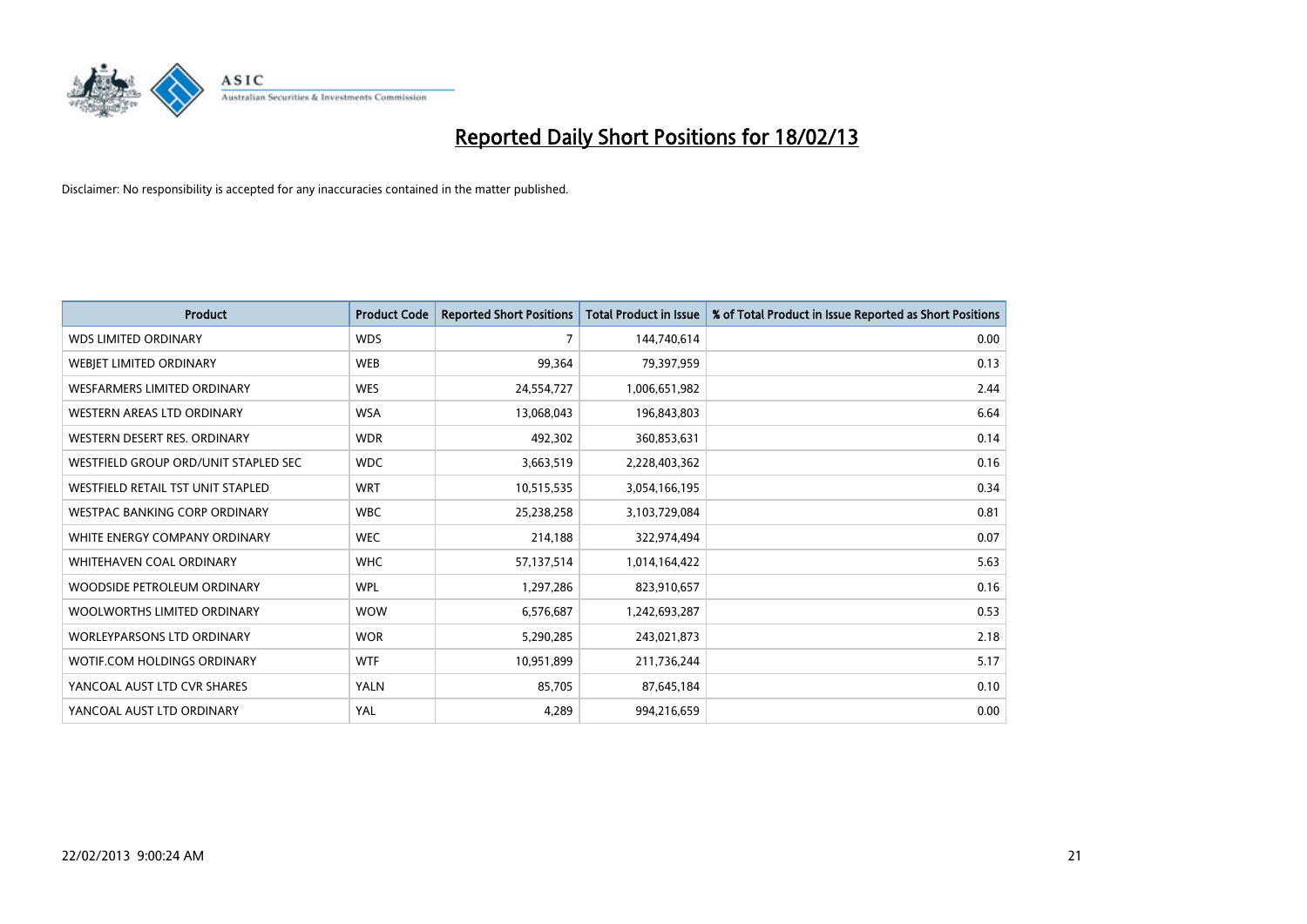# Reported Daily Short Positions for 18/02/13

Disclaimer: No responsibility is accepted for any inaccuracies contained in the matter published.

| Product | Product Code | Reported Short Positions | Total Product in Issue | % of Total Product in Issue Reported as Short Positions |
|---|---|---|---|---|
| WDS LIMITED ORDINARY | WDS | 7 | 144,740,614 | 0.00 |
| WEBJET LIMITED ORDINARY | WEB | 99,364 | 79,397,959 | 0.13 |
| WESFARMERS LIMITED ORDINARY | WES | 24,554,727 | 1,006,651,982 | 2.44 |
| WESTERN AREAS LTD ORDINARY | WSA | 13,068,043 | 196,843,803 | 6.64 |
| WESTERN DESERT RES. ORDINARY | WDR | 492,302 | 360,853,631 | 0.14 |
| WESTFIELD GROUP ORD/UNIT STAPLED SEC | WDC | 3,663,519 | 2,228,403,362 | 0.16 |
| WESTFIELD RETAIL TST UNIT STAPLED | WRT | 10,515,535 | 3,054,166,195 | 0.34 |
| WESTPAC BANKING CORP ORDINARY | WBC | 25,238,258 | 3,103,729,084 | 0.81 |
| WHITE ENERGY COMPANY ORDINARY | WEC | 214,188 | 322,974,494 | 0.07 |
| WHITEHAVEN COAL ORDINARY | WHC | 57,137,514 | 1,014,164,422 | 5.63 |
| WOODSIDE PETROLEUM ORDINARY | WPL | 1,297,286 | 823,910,657 | 0.16 |
| WOOLWORTHS LIMITED ORDINARY | WOW | 6,576,687 | 1,242,693,287 | 0.53 |
| WORLEYPARSONS LTD ORDINARY | WOR | 5,290,285 | 243,021,873 | 2.18 |
| WOTIF.COM HOLDINGS ORDINARY | WTF | 10,951,899 | 211,736,244 | 5.17 |
| YANCOAL AUST LTD CVR SHARES | YALN | 85,705 | 87,645,184 | 0.10 |
| YANCOAL AUST LTD ORDINARY | YAL | 4,289 | 994,216,659 | 0.00 |